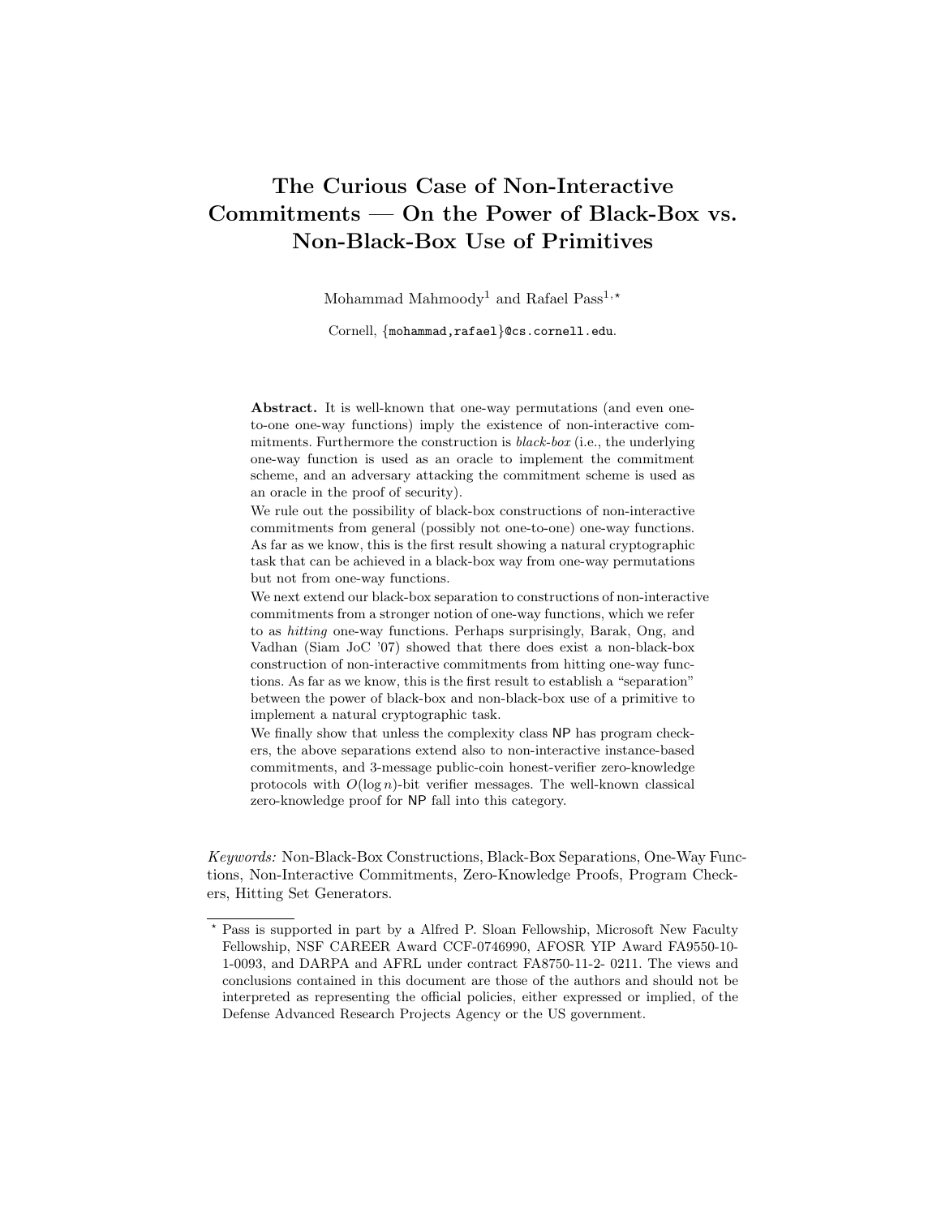# The Curious Case of Non-Interactive Commitments — On the Power of Black-Box vs. Non-Black-Box Use of Primitives

Mohammad Mahmoody[1] and Rafael Pass[1,⋆]

Cornell, {mohammad,rafael}@cs.cornell.edu.

**Abstract.** It is well-known that one-way permutations (and even one-to-one one-way functions) imply the existence of non-interactive commitments. Furthermore the construction is *black-box* (i.e., the underlying one-way function is used as an oracle to implement the commitment scheme, and an adversary attacking the commitment scheme is used as an oracle in the proof of security).

We rule out the possibility of black-box constructions of non-interactive commitments from general (possibly not one-to-one) one-way functions. As far as we know, this is the first result showing a natural cryptographic task that can be achieved in a black-box way from one-way permutations but not from one-way functions.

We next extend our black-box separation to constructions of non-interactive commitments from a stronger notion of one-way functions, which we refer to as *hitting* one-way functions. Perhaps surprisingly, Barak, Ong, and Vadhan (Siam JoC '07) showed that there does exist a non-black-box construction of non-interactive commitments from hitting one-way functions. As far as we know, this is the first result to establish a "separation" between the power of black-box and non-black-box use of a primitive to implement a natural cryptographic task.

We finally show that unless the complexity class NP has program checkers, the above separations extend also to non-interactive instance-based commitments, and 3-message public-coin honest-verifier zero-knowledge protocols with $O(\log n)$-bit verifier messages. The well-known classical zero-knowledge proof for NP fall into this category.

*Keywords:* Non-Black-Box Constructions, Black-Box Separations, One-Way Functions, Non-Interactive Commitments, Zero-Knowledge Proofs, Program Checkers, Hitting Set Generators.

---

⋆ Pass is supported in part by a Alfred P. Sloan Fellowship, Microsoft New Faculty Fellowship, NSF CAREER Award CCF-0746990, AFOSR YIP Award FA9550-10-1-0093, and DARPA and AFRL under contract FA8750-11-2- 0211. The views and conclusions contained in this document are those of the authors and should not be interpreted as representing the official policies, either expressed or implied, of the Defense Advanced Research Projects Agency or the US government.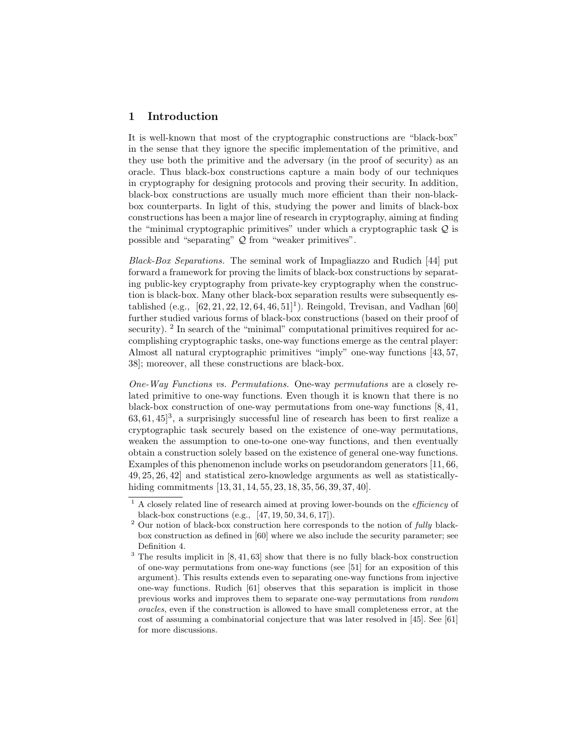## 1 Introduction

It is well-known that most of the cryptographic constructions are "black-box" in the sense that they ignore the specific implementation of the primitive, and they use both the primitive and the adversary (in the proof of security) as an oracle. Thus black-box constructions capture a main body of our techniques in cryptography for designing protocols and proving their security. In addition, black-box constructions are usually much more efficient than their non-black-box counterparts. In light of this, studying the power and limits of black-box constructions has been a major line of research in cryptography, aiming at finding the "minimal cryptographic primitives" under which a cryptographic task $\mathcal{Q}$ is possible and "separating" $\mathcal{Q}$ from "weaker primitives".

*Black-Box Separations.* The seminal work of Impagliazzo and Rudich [44] put forward a framework for proving the limits of black-box constructions by separating public-key cryptography from private-key cryptography when the construction is black-box. Many other black-box separation results were subsequently established (e.g., [62, 21, 22, 12, 64, 46, 51][1]). Reingold, Trevisan, and Vadhan [60] further studied various forms of black-box constructions (based on their proof of security). [2] In search of the "minimal" computational primitives required for accomplishing cryptographic tasks, one-way functions emerge as the central player: Almost all natural cryptographic primitives "imply" one-way functions [43, 57, 38]; moreover, all these constructions are black-box.

*One-Way Functions vs. Permutations.* One-way *permutations* are a closely related primitive to one-way functions. Even though it is known that there is no black-box construction of one-way permutations from one-way functions [8, 41, 63, 61, 45][3], a surprisingly successful line of research has been to first realize a cryptographic task securely based on the existence of one-way permutations, weaken the assumption to one-to-one one-way functions, and then eventually obtain a construction solely based on the existence of general one-way functions. Examples of this phenomenon include works on pseudorandom generators [11, 66, 49, 25, 26, 42] and statistical zero-knowledge arguments as well as statistically-hiding commitments [13, 31, 14, 55, 23, 18, 35, 56, 39, 37, 40].

---

[1] A closely related line of research aimed at proving lower-bounds on the *efficiency* of black-box constructions (e.g., [47, 19, 50, 34, 6, 17]).

[2] Our notion of black-box construction here corresponds to the notion of *fully* black-box construction as defined in [60] where we also include the security parameter; see Definition 4.

[3] The results implicit in [8, 41, 63] show that there is no fully black-box construction of one-way permutations from one-way functions (see [51] for an exposition of this argument). This results extends even to separating one-way functions from injective one-way functions. Rudich [61] observes that this separation is implicit in those previous works and improves them to separate one-way permutations from *random oracles*, even if the construction is allowed to have small completeness error, at the cost of assuming a combinatorial conjecture that was later resolved in [45]. See [61] for more discussions.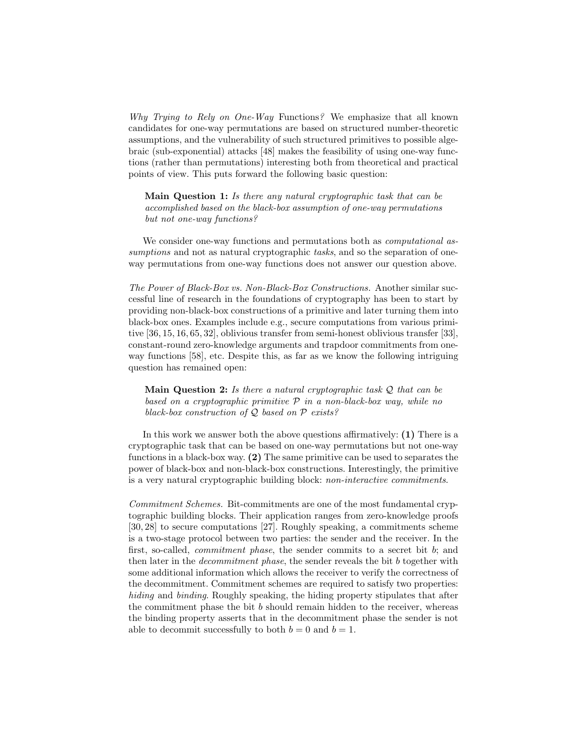*Why Trying to Rely on One-Way* Functions*?* We emphasize that all known candidates for one-way permutations are based on structured number-theoretic assumptions, and the vulnerability of such structured primitives to possible algebraic (sub-exponential) attacks [48] makes the feasibility of using one-way functions (rather than permutations) interesting both from theoretical and practical points of view. This puts forward the following basic question:

> **Main Question 1:** *Is there any natural cryptographic task that can be accomplished based on the black-box assumption of one-way permutations but not one-way functions?*

We consider one-way functions and permutations both as *computational assumptions* and not as natural cryptographic *tasks*, and so the separation of one-way permutations from one-way functions does not answer our question above.

*The Power of Black-Box vs. Non-Black-Box Constructions.* Another similar successful line of research in the foundations of cryptography has been to start by providing non-black-box constructions of a primitive and later turning them into black-box ones. Examples include e.g., secure computations from various primitive [36, 15, 16, 65, 32], oblivious transfer from semi-honest oblivious transfer [33], constant-round zero-knowledge arguments and trapdoor commitments from one-way functions [58], etc. Despite this, as far as we know the following intriguing question has remained open:

> **Main Question 2:** *Is there a natural cryptographic task $\mathcal{Q}$ that can be based on a cryptographic primitive $\mathcal{P}$ in a non-black-box way, while no black-box construction of $\mathcal{Q}$ based on $\mathcal{P}$ exists?*

In this work we answer both the above questions affirmatively: **(1)** There is a cryptographic task that can be based on one-way permutations but not one-way functions in a black-box way. **(2)** The same primitive can be used to separates the power of black-box and non-black-box constructions. Interestingly, the primitive is a very natural cryptographic building block: *non-interactive commitments*.

*Commitment Schemes.* Bit-commitments are one of the most fundamental cryptographic building blocks. Their application ranges from zero-knowledge proofs [30, 28] to secure computations [27]. Roughly speaking, a commitments scheme is a two-stage protocol between two parties: the sender and the receiver. In the first, so-called, *commitment phase*, the sender commits to a secret bit $b$; and then later in the *decommitment phase*, the sender reveals the bit $b$ together with some additional information which allows the receiver to verify the correctness of the decommitment. Commitment schemes are required to satisfy two properties: *hiding* and *binding*. Roughly speaking, the hiding property stipulates that after the commitment phase the bit $b$ should remain hidden to the receiver, whereas the binding property asserts that in the decommitment phase the sender is not able to decommit successfully to both $b = 0$ and $b = 1$.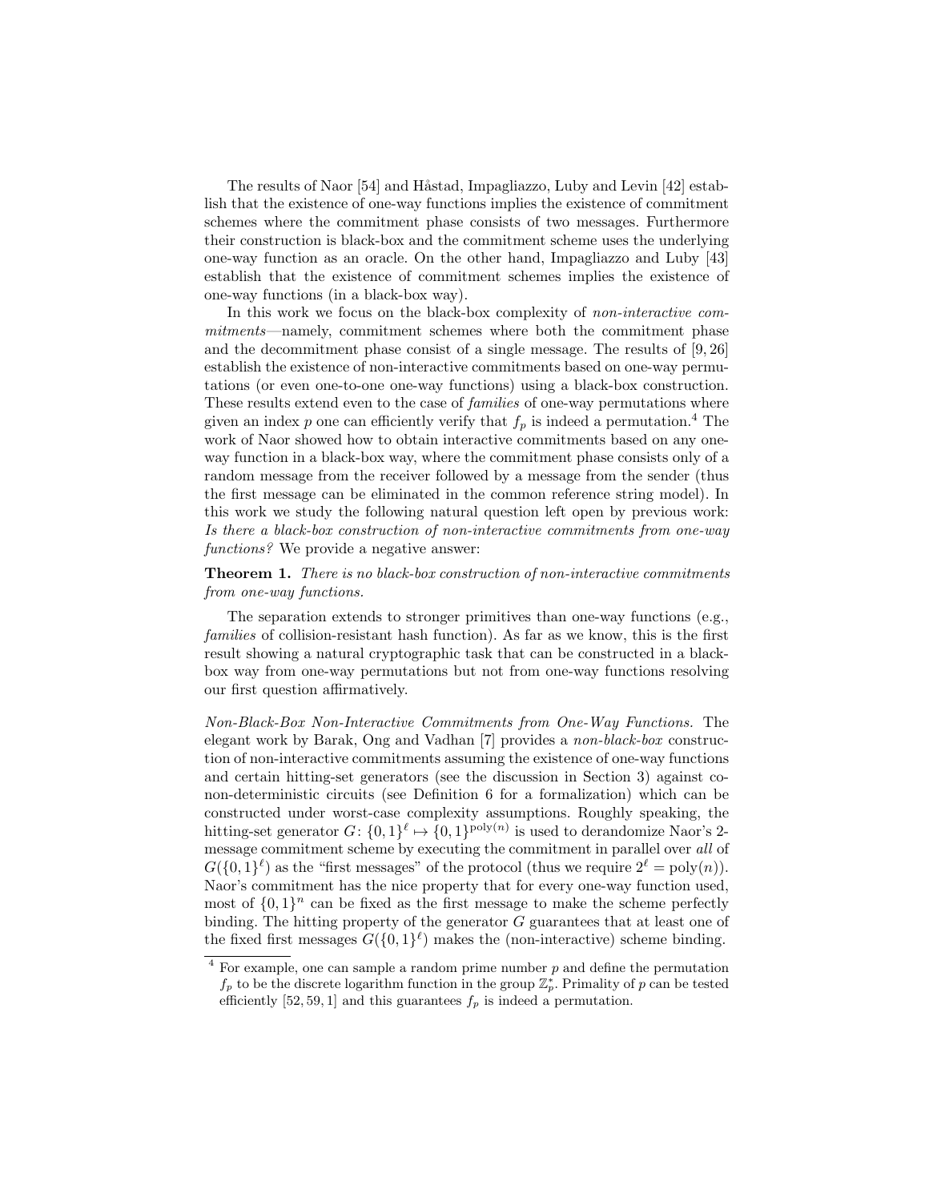The results of Naor [54] and Håstad, Impagliazzo, Luby and Levin [42] establish that the existence of one-way functions implies the existence of commitment schemes where the commitment phase consists of two messages. Furthermore their construction is black-box and the commitment scheme uses the underlying one-way function as an oracle. On the other hand, Impagliazzo and Luby [43] establish that the existence of commitment schemes implies the existence of one-way functions (in a black-box way).

In this work we focus on the black-box complexity of *non-interactive commitments*—namely, commitment schemes where both the commitment phase and the decommitment phase consist of a single message. The results of [9, 26] establish the existence of non-interactive commitments based on one-way permutations (or even one-to-one one-way functions) using a black-box construction. These results extend even to the case of *families* of one-way permutations where given an index $p$ one can efficiently verify that $f_p$ is indeed a permutation.[4] The work of Naor showed how to obtain interactive commitments based on any one-way function in a black-box way, where the commitment phase consists only of a random message from the receiver followed by a message from the sender (thus the first message can be eliminated in the common reference string model). In this work we study the following natural question left open by previous work: *Is there a black-box construction of non-interactive commitments from one-way functions?* We provide a negative answer:

**Theorem 1.** *There is no black-box construction of non-interactive commitments from one-way functions.*

The separation extends to stronger primitives than one-way functions (e.g., *families* of collision-resistant hash function). As far as we know, this is the first result showing a natural cryptographic task that can be constructed in a black-box way from one-way permutations but not from one-way functions resolving our first question affirmatively.

*Non-Black-Box Non-Interactive Commitments from One-Way Functions.* The elegant work by Barak, Ong and Vadhan [7] provides a *non-black-box* construction of non-interactive commitments assuming the existence of one-way functions and certain hitting-set generators (see the discussion in Section 3) against co-non-deterministic circuits (see Definition 6 for a formalization) which can be constructed under worst-case complexity assumptions. Roughly speaking, the hitting-set generator $G\colon \{0,1\}^\ell \mapsto \{0,1\}^{\mathrm{poly}(n)}$ is used to derandomize Naor's 2-message commitment scheme by executing the commitment in parallel over *all* of $G(\{0,1\}^\ell)$ as the "first messages" of the protocol (thus we require $2^\ell = \mathrm{poly}(n)$). Naor's commitment has the nice property that for every one-way function used, most of $\{0,1\}^n$ can be fixed as the first message to make the scheme perfectly binding. The hitting property of the generator $G$ guarantees that at least one of the fixed first messages $G(\{0,1\}^\ell)$ makes the (non-interactive) scheme binding.

[4] For example, one can sample a random prime number $p$ and define the permutation $f_p$ to be the discrete logarithm function in the group $\mathbb{Z}_p^*$. Primality of $p$ can be tested efficiently [52, 59, 1] and this guarantees $f_p$ is indeed a permutation.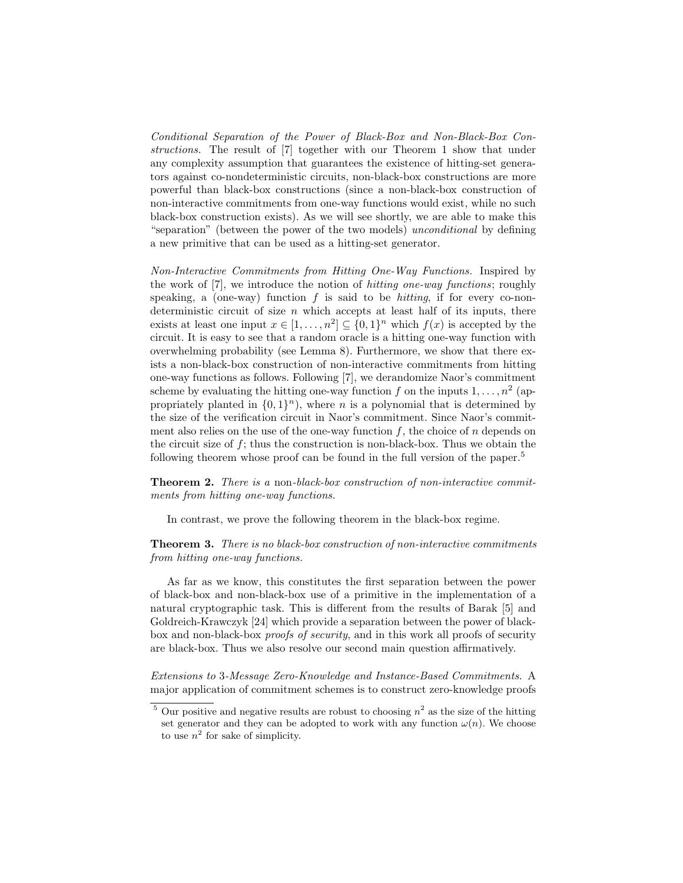*Conditional Separation of the Power of Black-Box and Non-Black-Box Constructions.* The result of [7] together with our Theorem 1 show that under any complexity assumption that guarantees the existence of hitting-set generators against co-nondeterministic circuits, non-black-box constructions are more powerful than black-box constructions (since a non-black-box construction of non-interactive commitments from one-way functions would exist, while no such black-box construction exists). As we will see shortly, we are able to make this "separation" (between the power of the two models) *unconditional* by defining a new primitive that can be used as a hitting-set generator.

*Non-Interactive Commitments from Hitting One-Way Functions.* Inspired by the work of [7], we introduce the notion of *hitting one-way functions*; roughly speaking, a (one-way) function $f$ is said to be *hitting*, if for every co-nondeterministic circuit of size $n$ which accepts at least half of its inputs, there exists at least one input $x \in [1, \ldots, n^2] \subseteq \{0,1\}^n$ which $f(x)$ is accepted by the circuit. It is easy to see that a random oracle is a hitting one-way function with overwhelming probability (see Lemma 8). Furthermore, we show that there exists a non-black-box construction of non-interactive commitments from hitting one-way functions as follows. Following [7], we derandomize Naor's commitment scheme by evaluating the hitting one-way function $f$ on the inputs $1, \ldots, n^2$ (appropriately planted in $\{0,1\}^n$), where $n$ is a polynomial that is determined by the size of the verification circuit in Naor's commitment. Since Naor's commitment also relies on the use of the one-way function $f$, the choice of $n$ depends on the circuit size of $f$; thus the construction is non-black-box. Thus we obtain the following theorem whose proof can be found in the full version of the paper.[5]

**Theorem 2.** *There is a* non-*black-box construction of non-interactive commitments from hitting one-way functions.*

In contrast, we prove the following theorem in the black-box regime.

**Theorem 3.** *There is no black-box construction of non-interactive commitments from hitting one-way functions.*

As far as we know, this constitutes the first separation between the power of black-box and non-black-box use of a primitive in the implementation of a natural cryptographic task. This is different from the results of Barak [5] and Goldreich-Krawczyk [24] which provide a separation between the power of black-box and non-black-box *proofs of security*, and in this work all proofs of security are black-box. Thus we also resolve our second main question affirmatively.

*Extensions to 3-Message Zero-Knowledge and Instance-Based Commitments.* A major application of commitment schemes is to construct zero-knowledge proofs

[5] Our positive and negative results are robust to choosing $n^2$ as the size of the hitting set generator and they can be adopted to work with any function $\omega(n)$. We choose to use $n^2$ for sake of simplicity.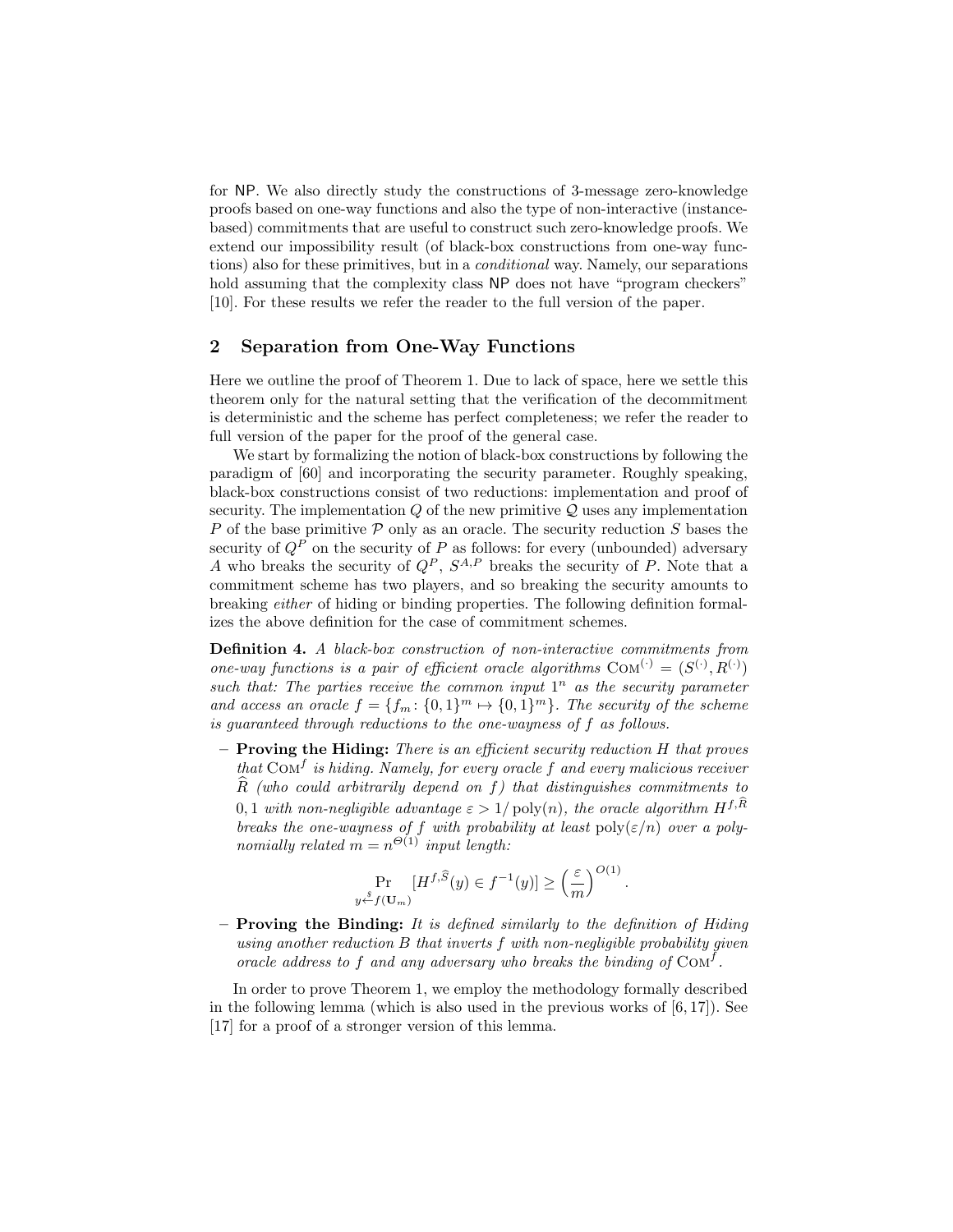for NP. We also directly study the constructions of 3-message zero-knowledge proofs based on one-way functions and also the type of non-interactive (instance-based) commitments that are useful to construct such zero-knowledge proofs. We extend our impossibility result (of black-box constructions from one-way functions) also for these primitives, but in a *conditional* way. Namely, our separations hold assuming that the complexity class NP does not have "program checkers" [10]. For these results we refer the reader to the full version of the paper.

## 2 Separation from One-Way Functions

Here we outline the proof of Theorem 1. Due to lack of space, here we settle this theorem only for the natural setting that the verification of the decommitment is deterministic and the scheme has perfect completeness; we refer the reader to full version of the paper for the proof of the general case.

We start by formalizing the notion of black-box constructions by following the paradigm of [60] and incorporating the security parameter. Roughly speaking, black-box constructions consist of two reductions: implementation and proof of security. The implementation $Q$ of the new primitive $\mathcal{Q}$ uses any implementation $P$ of the base primitive $\mathcal{P}$ only as an oracle. The security reduction $S$ bases the security of $Q^P$ on the security of $P$ as follows: for every (unbounded) adversary $A$ who breaks the security of $Q^P$, $S^{A,P}$ breaks the security of $P$. Note that a commitment scheme has two players, and so breaking the security amounts to breaking *either* of hiding or binding properties. The following definition formalizes the above definition for the case of commitment schemes.

**Definition 4.** *A black-box construction of non-interactive commitments from one-way functions is a pair of efficient oracle algorithms $\textsc{Com}^{(\cdot)} = (S^{(\cdot)}, R^{(\cdot)})$ such that: The parties receive the common input $1^n$ as the security parameter and access an oracle $f = \{f_m \colon \{0,1\}^m \mapsto \{0,1\}^m\}$. The security of the scheme is guaranteed through reductions to the one-wayness of $f$ as follows.*

- **Proving the Hiding:** *There is an efficient security reduction $H$ that proves that $\textsc{Com}^f$ is hiding. Namely, for every oracle $f$ and every malicious receiver $\widehat{R}$ (who could arbitrarily depend on $f$) that distinguishes commitments to $0,1$ with non-negligible advantage $\varepsilon > 1/\operatorname{poly}(n)$, the oracle algorithm $H^{f,\widehat{R}}$ breaks the one-wayness of $f$ with probability at least $\operatorname{poly}(\varepsilon/n)$ over a polynomially related $m = n^{\Theta(1)}$ input length:*

$$\Pr_{y \xleftarrow{\$} f(\mathbf{U}_m)}[H^{f,\widehat{S}}(y) \in f^{-1}(y)] \geq \left(\frac{\varepsilon}{m}\right)^{O(1)}.$$

- **Proving the Binding:** *It is defined similarly to the definition of Hiding using another reduction $B$ that inverts $f$ with non-negligible probability given oracle address to $f$ and any adversary who breaks the binding of $\textsc{Com}^f$.*

In order to prove Theorem 1, we employ the methodology formally described in the following lemma (which is also used in the previous works of [6, 17]). See [17] for a proof of a stronger version of this lemma.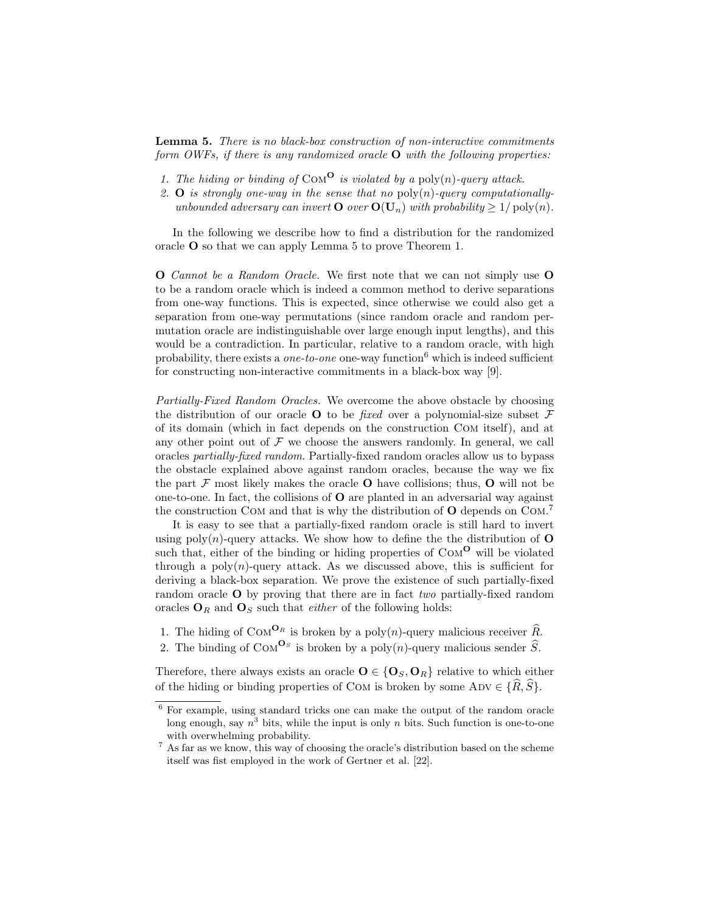**Lemma 5.** *There is no black-box construction of non-interactive commitments form OWFs, if there is any randomized oracle* $\mathbf{O}$ *with the following properties:*

1. *The hiding or binding of* $\textsc{Com}^{\mathbf{O}}$ *is violated by a* $\mathrm{poly}(n)$*-query attack.*
2. $\mathbf{O}$ *is strongly one-way in the sense that no* $\mathrm{poly}(n)$*-query computationally-unbounded adversary can invert* $\mathbf{O}$ *over* $\mathbf{O}(\mathbf{U}_n)$ *with probability* $\geq 1/\mathrm{poly}(n)$.

In the following we describe how to find a distribution for the randomized oracle $\mathbf{O}$ so that we can apply Lemma 5 to prove Theorem 1.

$\mathbf{O}$ *Cannot be a Random Oracle.* We first note that we can not simply use $\mathbf{O}$ to be a random oracle which is indeed a common method to derive separations from one-way functions. This is expected, since otherwise we could also get a separation from one-way permutations (since random oracle and random permutation oracle are indistinguishable over large enough input lengths), and this would be a contradiction. In particular, relative to a random oracle, with high probability, there exists a *one-to-one* one-way function[6] which is indeed sufficient for constructing non-interactive commitments in a black-box way [9].

*Partially-Fixed Random Oracles.* We overcome the above obstacle by choosing the distribution of our oracle $\mathbf{O}$ to be *fixed* over a polynomial-size subset $\mathcal{F}$ of its domain (which in fact depends on the construction $\textsc{Com}$ itself), and at any other point out of $\mathcal{F}$ we choose the answers randomly. In general, we call oracles *partially-fixed random*. Partially-fixed random oracles allow us to bypass the obstacle explained above against random oracles, because the way we fix the part $\mathcal{F}$ most likely makes the oracle $\mathbf{O}$ have collisions; thus, $\mathbf{O}$ will not be one-to-one. In fact, the collisions of $\mathbf{O}$ are planted in an adversarial way against the construction $\textsc{Com}$ and that is why the distribution of $\mathbf{O}$ depends on $\textsc{Com}$.[7]

It is easy to see that a partially-fixed random oracle is still hard to invert using $\mathrm{poly}(n)$-query attacks. We show how to define the the distribution of $\mathbf{O}$ such that, either of the binding or hiding properties of $\textsc{Com}^{\mathbf{O}}$ will be violated through a $\mathrm{poly}(n)$-query attack. As we discussed above, this is sufficient for deriving a black-box separation. We prove the existence of such partially-fixed random oracle $\mathbf{O}$ by proving that there are in fact *two* partially-fixed random oracles $\mathbf{O}_R$ and $\mathbf{O}_S$ such that *either* of the following holds:

1. The hiding of $\textsc{Com}^{\mathbf{O}_R}$ is broken by a $\mathrm{poly}(n)$-query malicious receiver $\widehat{R}$.
2. The binding of $\textsc{Com}^{\mathbf{O}_S}$ is broken by a $\mathrm{poly}(n)$-query malicious sender $\widehat{S}$.

Therefore, there always exists an oracle $\mathbf{O} \in \{\mathbf{O}_S, \mathbf{O}_R\}$ relative to which either of the hiding or binding properties of $\textsc{Com}$ is broken by some $\textsc{Adv} \in \{\widehat{R}, \widehat{S}\}$.

---

[6] For example, using standard tricks one can make the output of the random oracle long enough, say $n^3$ bits, while the input is only $n$ bits. Such function is one-to-one with overwhelming probability.

[7] As far as we know, this way of choosing the oracle's distribution based on the scheme itself was fist employed in the work of Gertner et al. [22].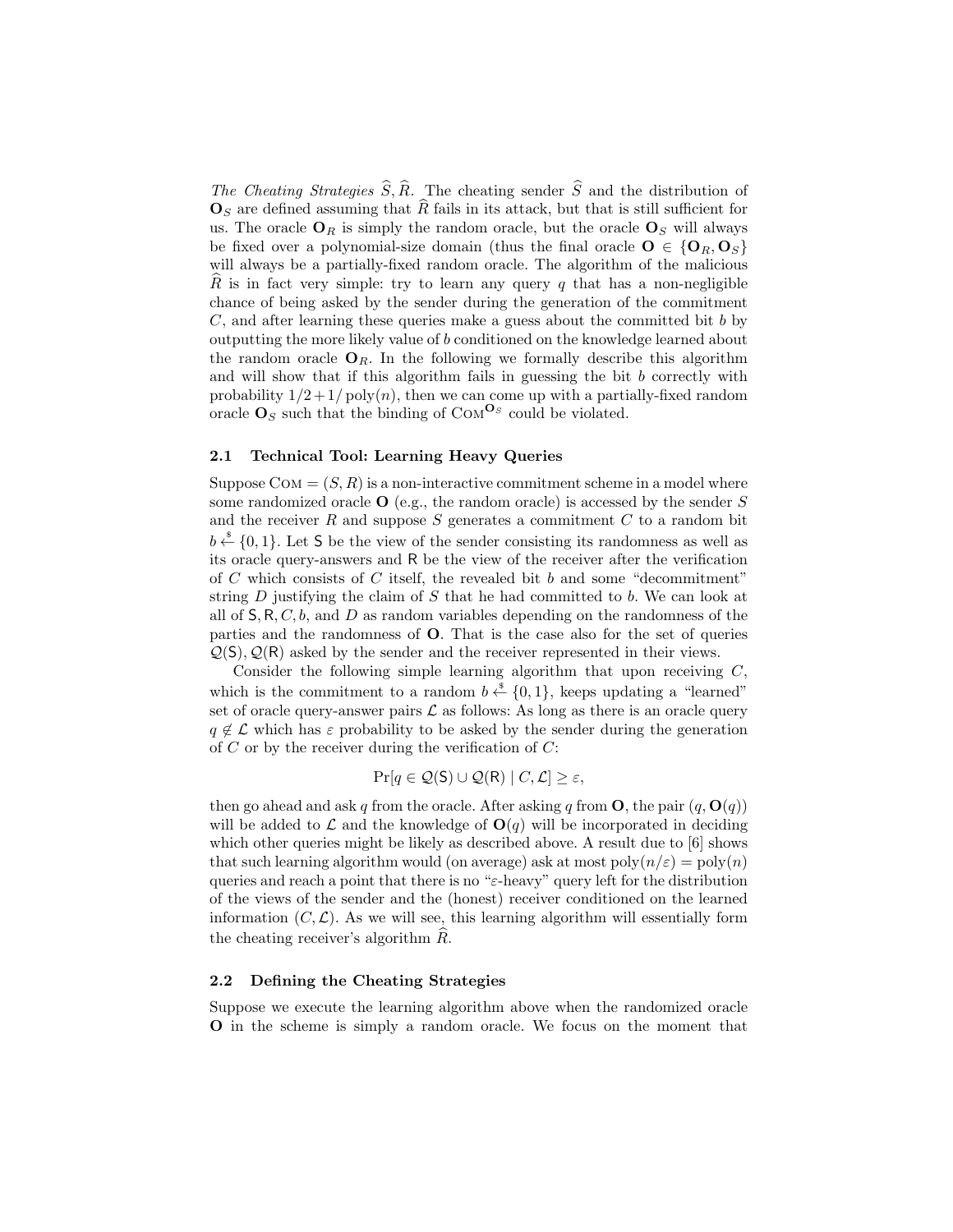*The Cheating Strategies* $\widehat{S}, \widehat{R}$. The cheating sender $\widehat{S}$ and the distribution of $\mathbf{O}_S$ are defined assuming that $\widehat{R}$ fails in its attack, but that is still sufficient for us. The oracle $\mathbf{O}_R$ is simply the random oracle, but the oracle $\mathbf{O}_S$ will always be fixed over a polynomial-size domain (thus the final oracle $\mathbf{O} \in \{\mathbf{O}_R, \mathbf{O}_S\}$ will always be a partially-fixed random oracle. The algorithm of the malicious $\widehat{R}$ is in fact very simple: try to learn any query $q$ that has a non-negligible chance of being asked by the sender during the generation of the commitment $C$, and after learning these queries make a guess about the committed bit $b$ by outputting the more likely value of $b$ conditioned on the knowledge learned about the random oracle $\mathbf{O}_R$. In the following we formally describe this algorithm and will show that if this algorithm fails in guessing the bit $b$ correctly with probability $1/2+1/\operatorname{poly}(n)$, then we can come up with a partially-fixed random oracle $\mathbf{O}_S$ such that the binding of $\textsc{Com}^{\mathbf{O}_S}$ could be violated.

### 2.1 Technical Tool: Learning Heavy Queries

Suppose $\textsc{Com} = (S, R)$ is a non-interactive commitment scheme in a model where some randomized oracle $\mathbf{O}$ (e.g., the random oracle) is accessed by the sender $S$ and the receiver $R$ and suppose $S$ generates a commitment $C$ to a random bit $b \xleftarrow{\$} \{0,1\}$. Let $\mathsf{S}$ be the view of the sender consisting its randomness as well as its oracle query-answers and $\mathsf{R}$ be the view of the receiver after the verification of $C$ which consists of $C$ itself, the revealed bit $b$ and some "decommitment" string $D$ justifying the claim of $S$ that he had committed to $b$. We can look at all of $\mathsf{S}, \mathsf{R}, C, b$, and $D$ as random variables depending on the randomness of the parties and the randomness of $\mathbf{O}$. That is the case also for the set of queries $\mathcal{Q}(\mathsf{S}), \mathcal{Q}(\mathsf{R})$ asked by the sender and the receiver represented in their views.

Consider the following simple learning algorithm that upon receiving $C$, which is the commitment to a random $b \xleftarrow{\$} \{0,1\}$, keeps updating a "learned" set of oracle query-answer pairs $\mathcal{L}$ as follows: As long as there is an oracle query $q \notin \mathcal{L}$ which has $\varepsilon$ probability to be asked by the sender during the generation of $C$ or by the receiver during the verification of $C$:

$$\Pr[q \in \mathcal{Q}(\mathsf{S}) \cup \mathcal{Q}(\mathsf{R}) \mid C, \mathcal{L}] \geq \varepsilon,$$

then go ahead and ask $q$ from the oracle. After asking $q$ from $\mathbf{O}$, the pair $(q, \mathbf{O}(q))$ will be added to $\mathcal{L}$ and the knowledge of $\mathbf{O}(q)$ will be incorporated in deciding which other queries might be likely as described above. A result due to [6] shows that such learning algorithm would (on average) ask at most $\operatorname{poly}(n/\varepsilon) = \operatorname{poly}(n)$ queries and reach a point that there is no "$\varepsilon$-heavy" query left for the distribution of the views of the sender and the (honest) receiver conditioned on the learned information $(C, \mathcal{L})$. As we will see, this learning algorithm will essentially form the cheating receiver's algorithm $\widehat{R}$.

### 2.2 Defining the Cheating Strategies

Suppose we execute the learning algorithm above when the randomized oracle $\mathbf{O}$ in the scheme is simply a random oracle. We focus on the moment that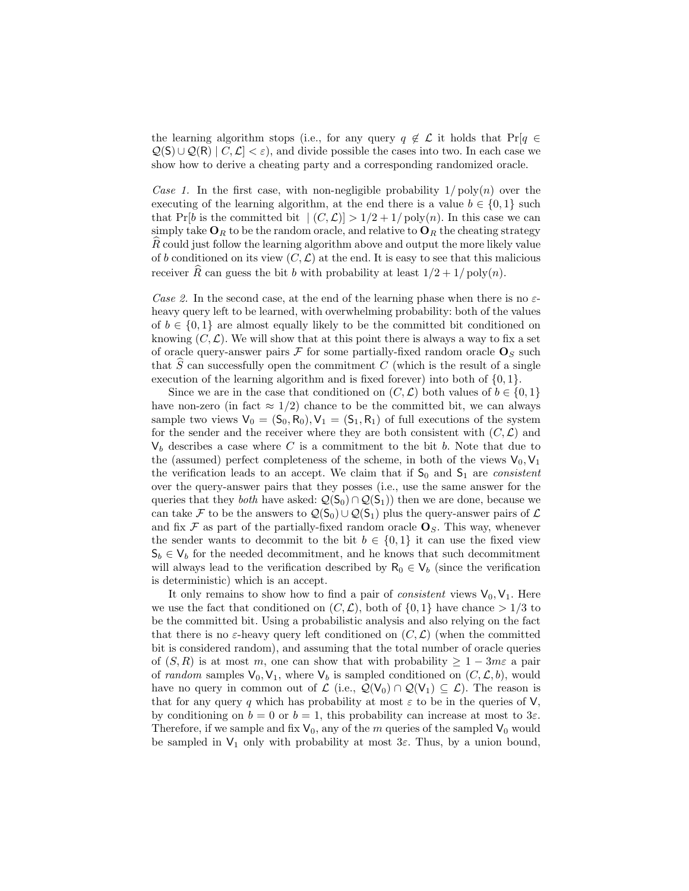the learning algorithm stops (i.e., for any query $q \notin \mathcal{L}$ it holds that $\Pr[q \in \mathcal{Q}(\mathsf{S}) \cup \mathcal{Q}(\mathsf{R}) \mid C, \mathcal{L}] < \varepsilon$), and divide possible the cases into two. In each case we show how to derive a cheating party and a corresponding randomized oracle.

*Case 1.* In the first case, with non-negligible probability $1/\operatorname{poly}(n)$ over the executing of the learning algorithm, at the end there is a value $b \in \{0, 1\}$ such that $\Pr[b \text{ is the committed bit } \mid (C, \mathcal{L})] > 1/2 + 1/\operatorname{poly}(n)$. In this case we can simply take $\mathbf{O}_R$ to be the random oracle, and relative to $\mathbf{O}_R$ the cheating strategy $\widehat{R}$ could just follow the learning algorithm above and output the more likely value of $b$ conditioned on its view $(C, \mathcal{L})$ at the end. It is easy to see that this malicious receiver $\widehat{R}$ can guess the bit $b$ with probability at least $1/2 + 1/\operatorname{poly}(n)$.

*Case 2.* In the second case, at the end of the learning phase when there is no $\varepsilon$-heavy query left to be learned, with overwhelming probability: both of the values of $b \in \{0, 1\}$ are almost equally likely to be the committed bit conditioned on knowing $(C, \mathcal{L})$. We will show that at this point there is always a way to fix a set of oracle query-answer pairs $\mathcal{F}$ for some partially-fixed random oracle $\mathbf{O}_S$ such that $\widehat{S}$ can successfully open the commitment $C$ (which is the result of a single execution of the learning algorithm and is fixed forever) into both of $\{0, 1\}$.

Since we are in the case that conditioned on $(C, \mathcal{L})$ both values of $b \in \{0, 1\}$ have non-zero (in fact $\approx 1/2$) chance to be the committed bit, we can always sample two views $\mathsf{V}_0 = (\mathsf{S}_0, \mathsf{R}_0), \mathsf{V}_1 = (\mathsf{S}_1, \mathsf{R}_1)$ of full executions of the system for the sender and the receiver where they are both consistent with $(C, \mathcal{L})$ and $\mathsf{V}_b$ describes a case where $C$ is a commitment to the bit $b$. Note that due to the (assumed) perfect completeness of the scheme, in both of the views $\mathsf{V}_0, \mathsf{V}_1$ the verification leads to an accept. We claim that if $\mathsf{S}_0$ and $\mathsf{S}_1$ are *consistent* over the query-answer pairs that they posses (i.e., use the same answer for the queries that they *both* have asked: $\mathcal{Q}(\mathsf{S}_0) \cap \mathcal{Q}(\mathsf{S}_1)$) then we are done, because we can take $\mathcal{F}$ to be the answers to $\mathcal{Q}(\mathsf{S}_0) \cup \mathcal{Q}(\mathsf{S}_1)$ plus the query-answer pairs of $\mathcal{L}$ and fix $\mathcal{F}$ as part of the partially-fixed random oracle $\mathbf{O}_S$. This way, whenever the sender wants to decommit to the bit $b \in \{0, 1\}$ it can use the fixed view $\mathsf{S}_b \in \mathsf{V}_b$ for the needed decommitment, and he knows that such decommitment will always lead to the verification described by $\mathsf{R}_0 \in \mathsf{V}_b$ (since the verification is deterministic) which is an accept.

It only remains to show how to find a pair of *consistent* views $\mathsf{V}_0, \mathsf{V}_1$. Here we use the fact that conditioned on $(C, \mathcal{L})$, both of $\{0, 1\}$ have chance $> 1/3$ to be the committed bit. Using a probabilistic analysis and also relying on the fact that there is no $\varepsilon$-heavy query left conditioned on $(C, \mathcal{L})$ (when the committed bit is considered random), and assuming that the total number of oracle queries of $(S, R)$ is at most $m$, one can show that with probability $\geq 1 - 3m\varepsilon$ a pair of *random* samples $\mathsf{V}_0, \mathsf{V}_1$, where $\mathsf{V}_b$ is sampled conditioned on $(C, \mathcal{L}, b)$, would have no query in common out of $\mathcal{L}$ (i.e., $\mathcal{Q}(\mathsf{V}_0) \cap \mathcal{Q}(\mathsf{V}_1) \subseteq \mathcal{L}$). The reason is that for any query $q$ which has probability at most $\varepsilon$ to be in the queries of $\mathsf{V}$, by conditioning on $b = 0$ or $b = 1$, this probability can increase at most to $3\varepsilon$. Therefore, if we sample and fix $\mathsf{V}_0$, any of the $m$ queries of the sampled $\mathsf{V}_0$ would be sampled in $\mathsf{V}_1$ only with probability at most $3\varepsilon$. Thus, by a union bound,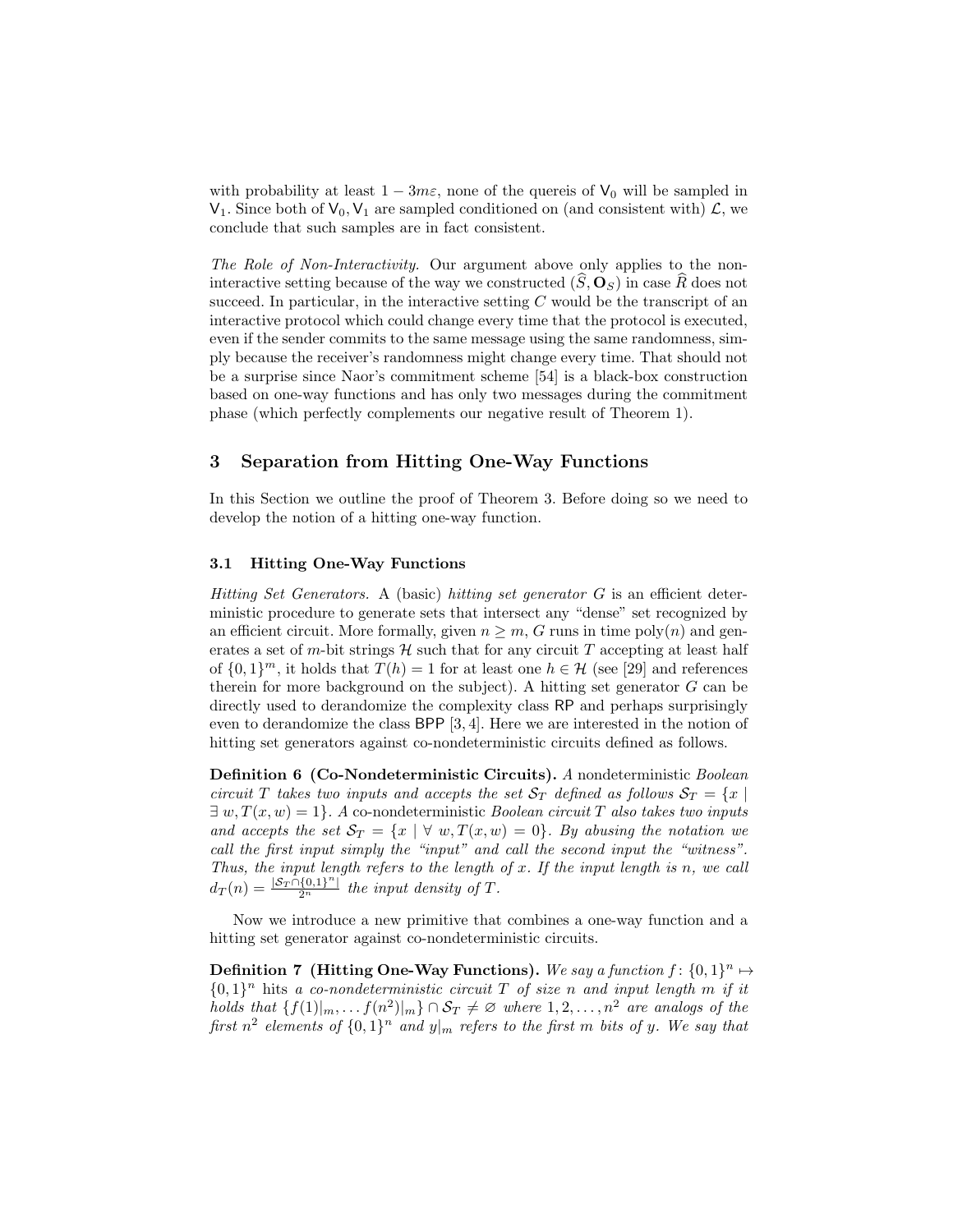with probability at least $1 - 3m\varepsilon$, none of the quereis of $\mathsf{V}_0$ will be sampled in $\mathsf{V}_1$. Since both of $\mathsf{V}_0, \mathsf{V}_1$ are sampled conditioned on (and consistent with) $\mathcal{L}$, we conclude that such samples are in fact consistent.

*The Role of Non-Interactivity.* Our argument above only applies to the non-interactive setting because of the way we constructed $(\widehat{S}, \mathbf{O}_S)$ in case $\widehat{R}$ does not succeed. In particular, in the interactive setting $C$ would be the transcript of an interactive protocol which could change every time that the protocol is executed, even if the sender commits to the same message using the same randomness, simply because the receiver's randomness might change every time. That should not be a surprise since Naor's commitment scheme [54] is a black-box construction based on one-way functions and has only two messages during the commitment phase (which perfectly complements our negative result of Theorem 1).

## 3 Separation from Hitting One-Way Functions

In this Section we outline the proof of Theorem 3. Before doing so we need to develop the notion of a hitting one-way function.

### 3.1 Hitting One-Way Functions

*Hitting Set Generators.* A (basic) *hitting set generator* $G$ is an efficient deterministic procedure to generate sets that intersect any "dense" set recognized by an efficient circuit. More formally, given $n \geq m$, $G$ runs in time $\mathrm{poly}(n)$ and generates a set of $m$-bit strings $\mathcal{H}$ such that for any circuit $T$ accepting at least half of $\{0,1\}^m$, it holds that $T(h) = 1$ for at least one $h \in \mathcal{H}$ (see [29] and references therein for more background on the subject). A hitting set generator $G$ can be directly used to derandomize the complexity class RP and perhaps surprisingly even to derandomize the class BPP [3, 4]. Here we are interested in the notion of hitting set generators against co-nondeterministic circuits defined as follows.

**Definition 6 (Co-Nondeterministic Circuits).** *A* nondeterministic *Boolean circuit $T$ takes two inputs and accepts the set $\mathcal{S}_T$ defined as follows $\mathcal{S}_T = \{x \mid \exists\, w, T(x,w) = 1\}$. A* co-nondeterministic *Boolean circuit $T$ also takes two inputs and accepts the set $\mathcal{S}_T = \{x \mid \forall\, w, T(x,w) = 0\}$. By abusing the notation we call the first input simply the "input" and call the second input the "witness". Thus, the input length refers to the length of $x$. If the input length is $n$, we call $d_T(n) = \frac{|\mathcal{S}_T \cap \{0,1\}^n|}{2^n}$ the input density of $T$.*

Now we introduce a new primitive that combines a one-way function and a hitting set generator against co-nondeterministic circuits.

**Definition 7 (Hitting One-Way Functions).** *We say a function $f\colon \{0,1\}^n \mapsto \{0,1\}^n$* hits *a co-nondeterministic circuit $T$ of size $n$ and input length $m$ if it holds that $\{f(1)|_m, \ldots f(n^2)|_m\} \cap \mathcal{S}_T \neq \varnothing$ where $1, 2, \ldots, n^2$ are analogs of the first $n^2$ elements of $\{0,1\}^n$ and $y|_m$ refers to the first $m$ bits of $y$. We say that*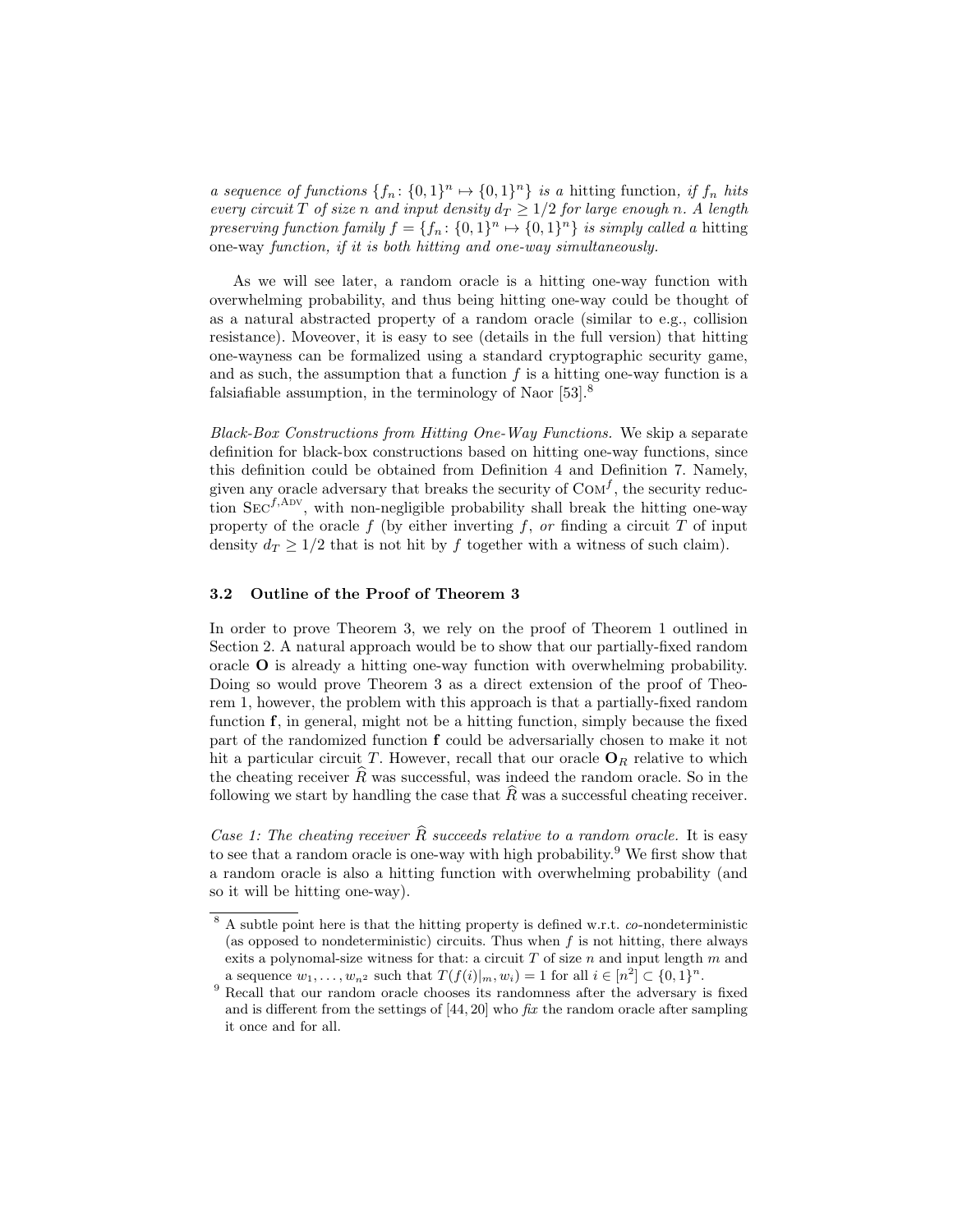*a sequence of functions* $\{f_n : \{0,1\}^n \mapsto \{0,1\}^n\}$ *is a* hitting function*, if* $f_n$ *hits every circuit* $T$ *of size* $n$ *and input density* $d_T \geq 1/2$ *for large enough* $n$*. A length preserving function family* $f = \{f_n : \{0,1\}^n \mapsto \{0,1\}^n\}$ *is simply called a* hitting one-way *function, if it is both hitting and one-way simultaneously.*

As we will see later, a random oracle is a hitting one-way function with overwhelming probability, and thus being hitting one-way could be thought of as a natural abstracted property of a random oracle (similar to e.g., collision resistance). Moveover, it is easy to see (details in the full version) that hitting one-wayness can be formalized using a standard cryptographic security game, and as such, the assumption that a function $f$ is a hitting one-way function is a falsiafiable assumption, in the terminology of Naor [53].[8]

*Black-Box Constructions from Hitting One-Way Functions.* We skip a separate definition for black-box constructions based on hitting one-way functions, since this definition could be obtained from Definition 4 and Definition 7. Namely, given any oracle adversary that breaks the security of $\text{Com}^f$, the security reduction $\text{Sec}^{f,\text{Adv}}$, with non-negligible probability shall break the hitting one-way property of the oracle $f$ (by either inverting $f$, *or* finding a circuit $T$ of input density $d_T \geq 1/2$ that is not hit by $f$ together with a witness of such claim).

### 3.2 Outline of the Proof of Theorem 3

In order to prove Theorem 3, we rely on the proof of Theorem 1 outlined in Section 2. A natural approach would be to show that our partially-fixed random oracle $\mathbf{O}$ is already a hitting one-way function with overwhelming probability. Doing so would prove Theorem 3 as a direct extension of the proof of Theorem 1, however, the problem with this approach is that a partially-fixed random function $\mathbf{f}$, in general, might not be a hitting function, simply because the fixed part of the randomized function $\mathbf{f}$ could be adversarially chosen to make it not hit a particular circuit $T$. However, recall that our oracle $\mathbf{O}_R$ relative to which the cheating receiver $\widehat{R}$ was successful, was indeed the random oracle. So in the following we start by handling the case that $\widehat{R}$ was a successful cheating receiver.

*Case 1: The cheating receiver* $\widehat{R}$ *succeeds relative to a random oracle.* It is easy to see that a random oracle is one-way with high probability.[9] We first show that a random oracle is also a hitting function with overwhelming probability (and so it will be hitting one-way).

[8] A subtle point here is that the hitting property is defined w.r.t. *co*-nondeterministic (as opposed to nondeterministic) circuits. Thus when $f$ is not hitting, there always exits a polynomal-size witness for that: a circuit $T$ of size $n$ and input length $m$ and a sequence $w_1, \ldots, w_{n^2}$ such that $T(f(i)|_m, w_i) = 1$ for all $i \in [n^2] \subset \{0,1\}^n$.

[9] Recall that our random oracle chooses its randomness after the adversary is fixed and is different from the settings of [44, 20] who *fix* the random oracle after sampling it once and for all.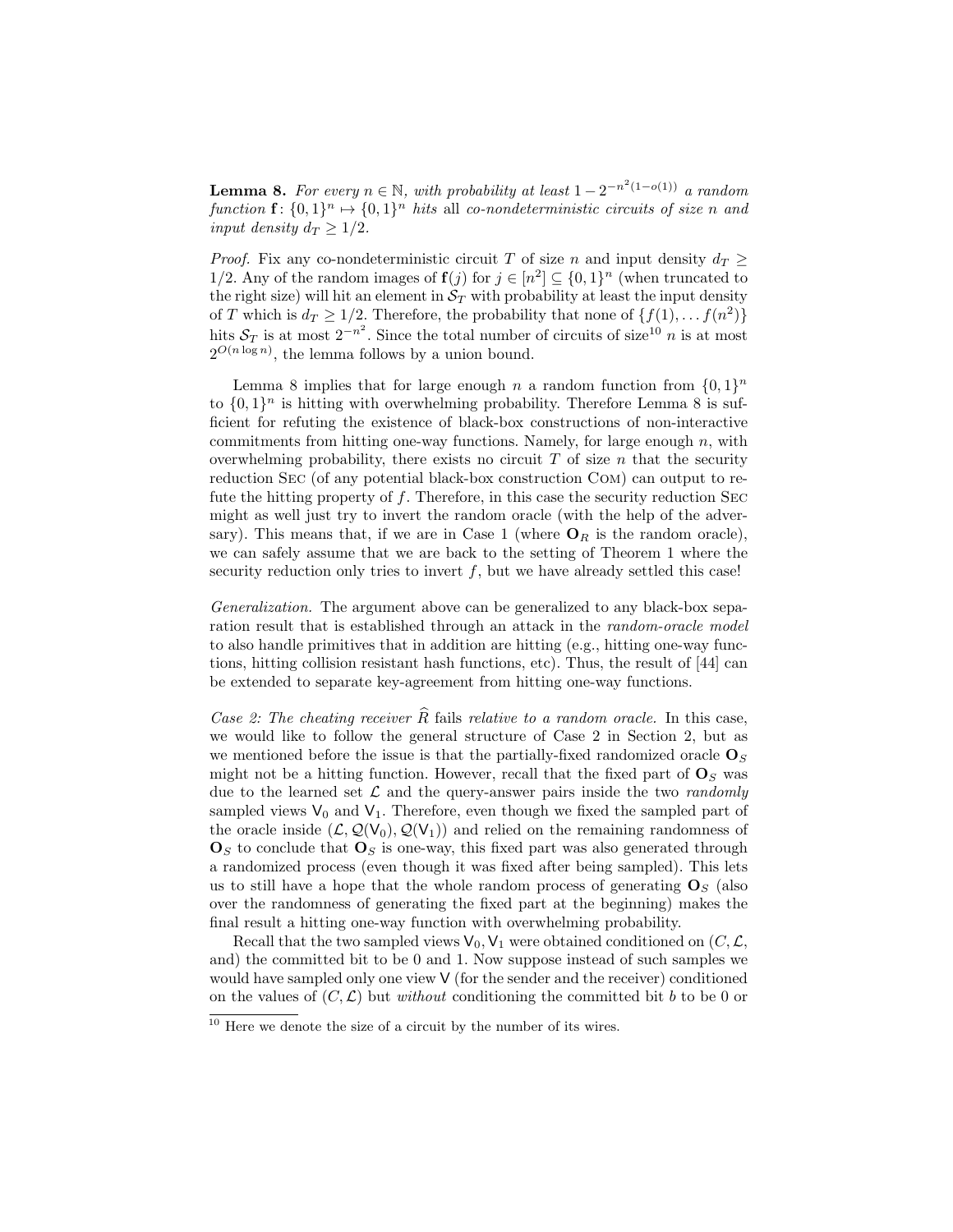**Lemma 8.** *For every $n \in \mathbb{N}$, with probability at least $1 - 2^{-n^2(1-o(1))}$ a random function $\mathbf{f} \colon \{0,1\}^n \mapsto \{0,1\}^n$ hits* all *co-nondeterministic circuits of size $n$ and input density $d_T \geq 1/2$.*

*Proof.* Fix any co-nondeterministic circuit $T$ of size $n$ and input density $d_T \geq 1/2$. Any of the random images of $\mathbf{f}(j)$ for $j \in [n^2] \subseteq \{0,1\}^n$ (when truncated to the right size) will hit an element in $\mathcal{S}_T$ with probability at least the input density of $T$ which is $d_T \geq 1/2$. Therefore, the probability that none of $\{f(1), \ldots f(n^2)\}$ hits $\mathcal{S}_T$ is at most $2^{-n^2}$. Since the total number of circuits of size[10] $n$ is at most $2^{O(n \log n)}$, the lemma follows by a union bound.

Lemma 8 implies that for large enough $n$ a random function from $\{0,1\}^n$ to $\{0,1\}^n$ is hitting with overwhelming probability. Therefore Lemma 8 is sufficient for refuting the existence of black-box constructions of non-interactive commitments from hitting one-way functions. Namely, for large enough $n$, with overwhelming probability, there exists no circuit $T$ of size $n$ that the security reduction Sec (of any potential black-box construction Com) can output to refute the hitting property of $f$. Therefore, in this case the security reduction Sec might as well just try to invert the random oracle (with the help of the adversary). This means that, if we are in Case 1 (where $\mathbf{O}_R$ is the random oracle), we can safely assume that we are back to the setting of Theorem 1 where the security reduction only tries to invert $f$, but we have already settled this case!

*Generalization.* The argument above can be generalized to any black-box separation result that is established through an attack in the *random-oracle model* to also handle primitives that in addition are hitting (e.g., hitting one-way functions, hitting collision resistant hash functions, etc). Thus, the result of [44] can be extended to separate key-agreement from hitting one-way functions.

*Case 2: The cheating receiver $\widehat{R}$ fails relative to a random oracle.* In this case, we would like to follow the general structure of Case 2 in Section 2, but as we mentioned before the issue is that the partially-fixed randomized oracle $\mathbf{O}_S$ might not be a hitting function. However, recall that the fixed part of $\mathbf{O}_S$ was due to the learned set $\mathcal{L}$ and the query-answer pairs inside the two *randomly* sampled views $\mathsf{V}_0$ and $\mathsf{V}_1$. Therefore, even though we fixed the sampled part of the oracle inside $(\mathcal{L}, \mathcal{Q}(\mathsf{V}_0), \mathcal{Q}(\mathsf{V}_1))$ and relied on the remaining randomness of $\mathbf{O}_S$ to conclude that $\mathbf{O}_S$ is one-way, this fixed part was also generated through a randomized process (even though it was fixed after being sampled). This lets us to still have a hope that the whole random process of generating $\mathbf{O}_S$ (also over the randomness of generating the fixed part at the beginning) makes the final result a hitting one-way function with overwhelming probability.

Recall that the two sampled views $\mathsf{V}_0, \mathsf{V}_1$ were obtained conditioned on $(C, \mathcal{L},$ and) the committed bit to be 0 and 1. Now suppose instead of such samples we would have sampled only one view $\mathsf{V}$ (for the sender and the receiver) conditioned on the values of $(C, \mathcal{L})$ but *without* conditioning the committed bit $b$ to be 0 or

[10] Here we denote the size of a circuit by the number of its wires.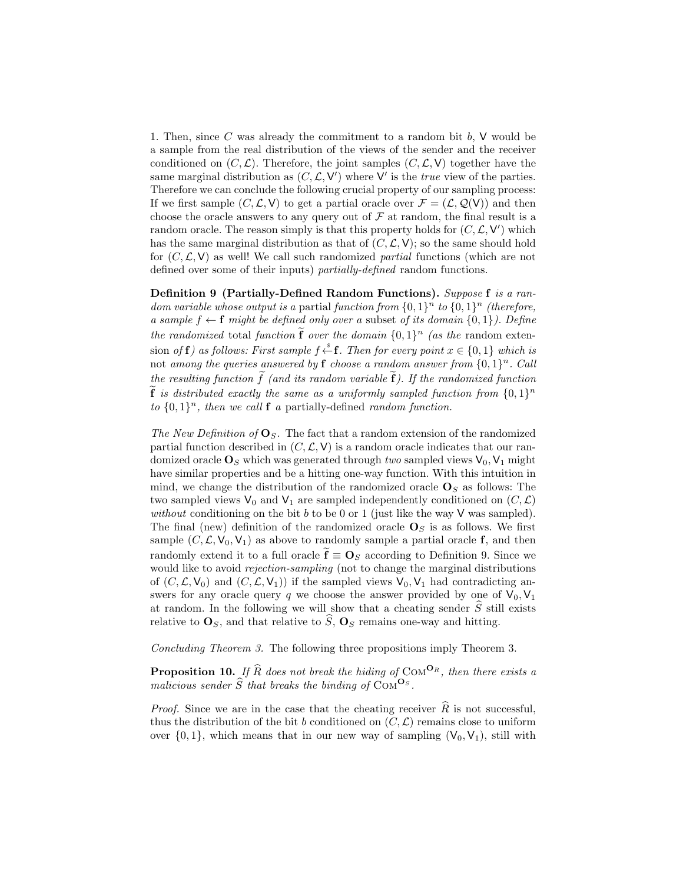1. Then, since $C$ was already the commitment to a random bit $b$, $\mathsf{V}$ would be a sample from the real distribution of the views of the sender and the receiver conditioned on $(C, \mathcal{L})$. Therefore, the joint samples $(C, \mathcal{L}, \mathsf{V})$ together have the same marginal distribution as $(C, \mathcal{L}, \mathsf{V}')$ where $\mathsf{V}'$ is the *true* view of the parties. Therefore we can conclude the following crucial property of our sampling process: If we first sample $(C, \mathcal{L}, \mathsf{V})$ to get a partial oracle over $\mathcal{F} = (\mathcal{L}, \mathcal{Q}(\mathsf{V}))$ and then choose the oracle answers to any query out of $\mathcal{F}$ at random, the final result is a random oracle. The reason simply is that this property holds for $(C, \mathcal{L}, \mathsf{V}')$ which has the same marginal distribution as that of $(C, \mathcal{L}, \mathsf{V})$; so the same should hold for $(C, \mathcal{L}, \mathsf{V})$ as well! We call such randomized *partial* functions (which are not defined over some of their inputs) *partially-defined* random functions.

**Definition 9 (Partially-Defined Random Functions).** *Suppose $\mathbf{f}$ is a random variable whose output is a* partial *function from $\{0,1\}^n$ to $\{0,1\}^n$ (therefore, a sample $f \leftarrow \mathbf{f}$ might be defined only over a* subset *of its domain $\{0,1\}$). Define the randomized* total *function $\widetilde{\mathbf{f}}$ over the domain $\{0,1\}^n$ (as the* random extension *of $\mathbf{f}$) as follows: First sample $f \xleftarrow{\$} \mathbf{f}$. Then for every point $x \in \{0,1\}$ which is* not *among the queries answered by $\mathbf{f}$ choose a random answer from $\{0,1\}^n$. Call the resulting function $\widetilde{f}$ (and its random variable $\widetilde{\mathbf{f}}$). If the randomized function $\widetilde{\mathbf{f}}$ is distributed exactly the same as a uniformly sampled function from $\{0,1\}^n$ to $\{0,1\}^n$, then we call $\mathbf{f}$ a* partially-defined *random function.*

*The New Definition of $\mathbf{O}_S$.* The fact that a random extension of the randomized partial function described in $(C, \mathcal{L}, \mathsf{V})$ is a random oracle indicates that our randomized oracle $\mathbf{O}_S$ which was generated through *two* sampled views $\mathsf{V}_0, \mathsf{V}_1$ might have similar properties and be a hitting one-way function. With this intuition in mind, we change the distribution of the randomized oracle $\mathbf{O}_S$ as follows: The two sampled views $\mathsf{V}_0$ and $\mathsf{V}_1$ are sampled independently conditioned on $(C, \mathcal{L})$ *without* conditioning on the bit $b$ to be 0 or 1 (just like the way $\mathsf{V}$ was sampled). The final (new) definition of the randomized oracle $\mathbf{O}_S$ is as follows. We first sample $(C, \mathcal{L}, \mathsf{V}_0, \mathsf{V}_1)$ as above to randomly sample a partial oracle $\mathbf{f}$, and then randomly extend it to a full oracle $\widetilde{\mathbf{f}} \equiv \mathbf{O}_S$ according to Definition 9. Since we would like to avoid *rejection-sampling* (not to change the marginal distributions of $(C, \mathcal{L}, \mathsf{V}_0)$ and $(C, \mathcal{L}, \mathsf{V}_1)$) if the sampled views $\mathsf{V}_0, \mathsf{V}_1$ had contradicting answers for any oracle query $q$ we choose the answer provided by one of $\mathsf{V}_0, \mathsf{V}_1$ at random. In the following we will show that a cheating sender $\widehat{S}$ still exists relative to $\mathbf{O}_S$, and that relative to $\widehat{S}$, $\mathbf{O}_S$ remains one-way and hitting.

*Concluding Theorem 3.* The following three propositions imply Theorem 3.

**Proposition 10.** *If $\widehat{R}$ does not break the hiding of $\mathrm{Com}^{\mathbf{O}_R}$, then there exists a malicious sender $\widehat{S}$ that breaks the binding of $\mathrm{Com}^{\mathbf{O}_S}$.*

*Proof.* Since we are in the case that the cheating receiver $\widehat{R}$ is not successful, thus the distribution of the bit $b$ conditioned on $(C, \mathcal{L})$ remains close to uniform over $\{0,1\}$, which means that in our new way of sampling $(\mathsf{V}_0, \mathsf{V}_1)$, still with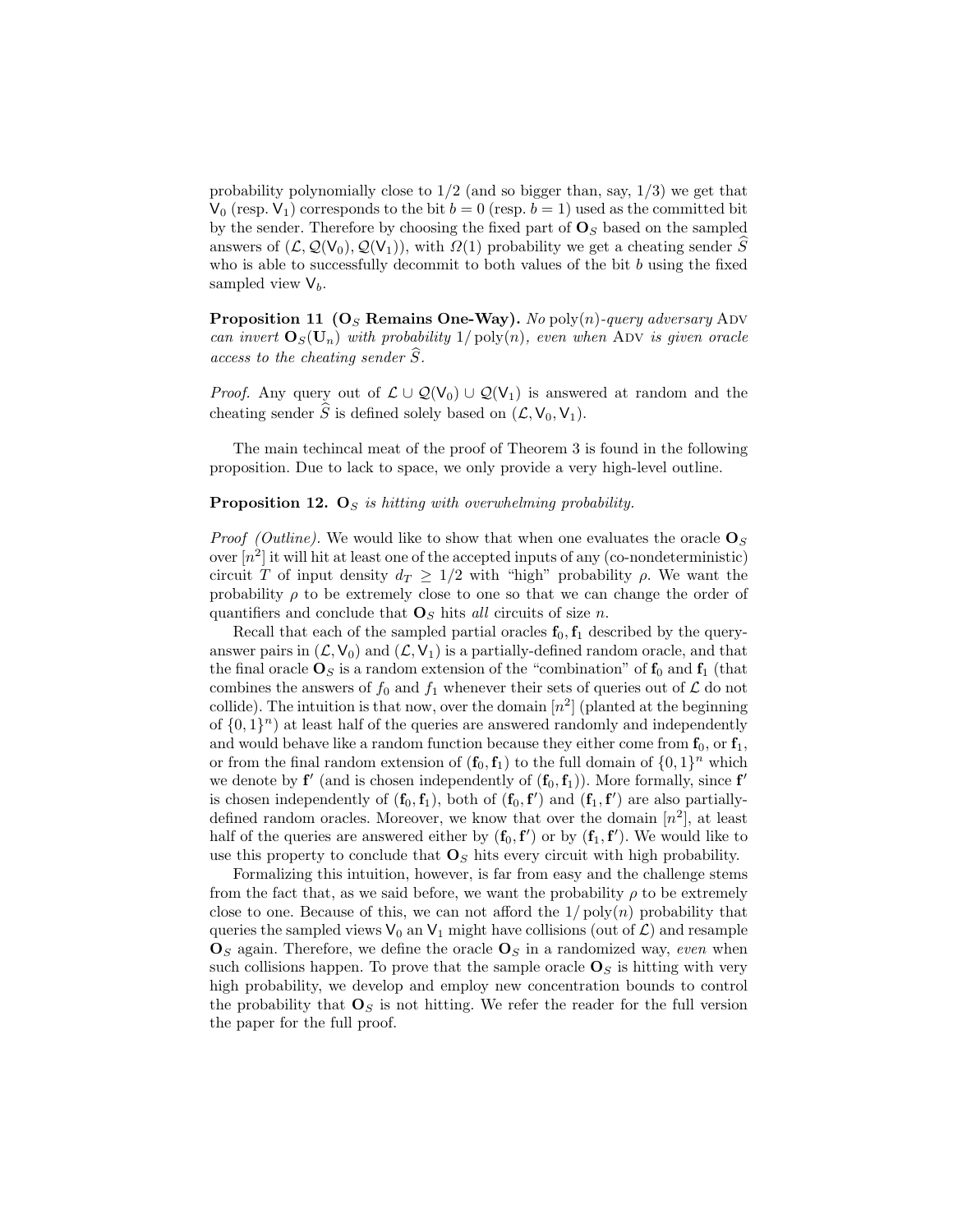probability polynomially close to 1/2 (and so bigger than, say, 1/3) we get that $\mathsf{V}_0$ (resp. $\mathsf{V}_1$) corresponds to the bit $b = 0$ (resp. $b = 1$) used as the committed bit by the sender. Therefore by choosing the fixed part of $\mathbf{O}_S$ based on the sampled answers of $(\mathcal{L}, \mathcal{Q}(\mathsf{V}_0), \mathcal{Q}(\mathsf{V}_1))$, with $\Omega(1)$ probability we get a cheating sender $\widehat{S}$ who is able to successfully decommit to both values of the bit $b$ using the fixed sampled view $\mathsf{V}_b$.

**Proposition 11 ($\mathbf{O}_S$ Remains One-Way).** *No* $\mathrm{poly}(n)$*-query adversary* Adv *can invert* $\mathbf{O}_S(\mathbf{U}_n)$ *with probability* $1/\mathrm{poly}(n)$*, even when* Adv *is given oracle access to the cheating sender* $\widehat{S}$*.*

*Proof.* Any query out of $\mathcal{L} \cup \mathcal{Q}(\mathsf{V}_0) \cup \mathcal{Q}(\mathsf{V}_1)$ is answered at random and the cheating sender $\widehat{S}$ is defined solely based on $(\mathcal{L}, \mathsf{V}_0, \mathsf{V}_1)$.

The main techincal meat of the proof of Theorem 3 is found in the following proposition. Due to lack to space, we only provide a very high-level outline.

**Proposition 12.** *$\mathbf{O}_S$ is hitting with overwhelming probability.*

*Proof (Outline).* We would like to show that when one evaluates the oracle $\mathbf{O}_S$ over $[n^2]$ it will hit at least one of the accepted inputs of any (co-nondeterministic) circuit $T$ of input density $d_T \geq 1/2$ with "high" probability $\rho$. We want the probability $\rho$ to be extremely close to one so that we can change the order of quantifiers and conclude that $\mathbf{O}_S$ hits *all* circuits of size $n$.

Recall that each of the sampled partial oracles $\mathbf{f}_0, \mathbf{f}_1$ described by the query-answer pairs in $(\mathcal{L}, \mathsf{V}_0)$ and $(\mathcal{L}, \mathsf{V}_1)$ is a partially-defined random oracle, and that the final oracle $\mathbf{O}_S$ is a random extension of the "combination" of $\mathbf{f}_0$ and $\mathbf{f}_1$ (that combines the answers of $f_0$ and $f_1$ whenever their sets of queries out of $\mathcal{L}$ do not collide). The intuition is that now, over the domain $[n^2]$ (planted at the beginning of $\{0,1\}^n$) at least half of the queries are answered randomly and independently and would behave like a random function because they either come from $\mathbf{f}_0$, or $\mathbf{f}_1$, or from the final random extension of $(\mathbf{f}_0, \mathbf{f}_1)$ to the full domain of $\{0,1\}^n$ which we denote by $\mathbf{f}'$ (and is chosen independently of $(\mathbf{f}_0, \mathbf{f}_1)$). More formally, since $\mathbf{f}'$ is chosen independently of $(\mathbf{f}_0, \mathbf{f}_1)$, both of $(\mathbf{f}_0, \mathbf{f}')$ and $(\mathbf{f}_1, \mathbf{f}')$ are also partially-defined random oracles. Moreover, we know that over the domain $[n^2]$, at least half of the queries are answered either by $(\mathbf{f}_0, \mathbf{f}')$ or by $(\mathbf{f}_1, \mathbf{f}')$. We would like to use this property to conclude that $\mathbf{O}_S$ hits every circuit with high probability.

Formalizing this intuition, however, is far from easy and the challenge stems from the fact that, as we said before, we want the probability $\rho$ to be extremely close to one. Because of this, we can not afford the $1/\mathrm{poly}(n)$ probability that queries the sampled views $\mathsf{V}_0$ an $\mathsf{V}_1$ might have collisions (out of $\mathcal{L}$) and resample $\mathbf{O}_S$ again. Therefore, we define the oracle $\mathbf{O}_S$ in a randomized way, *even* when such collisions happen. To prove that the sample oracle $\mathbf{O}_S$ is hitting with very high probability, we develop and employ new concentration bounds to control the probability that $\mathbf{O}_S$ is not hitting. We refer the reader for the full version the paper for the full proof.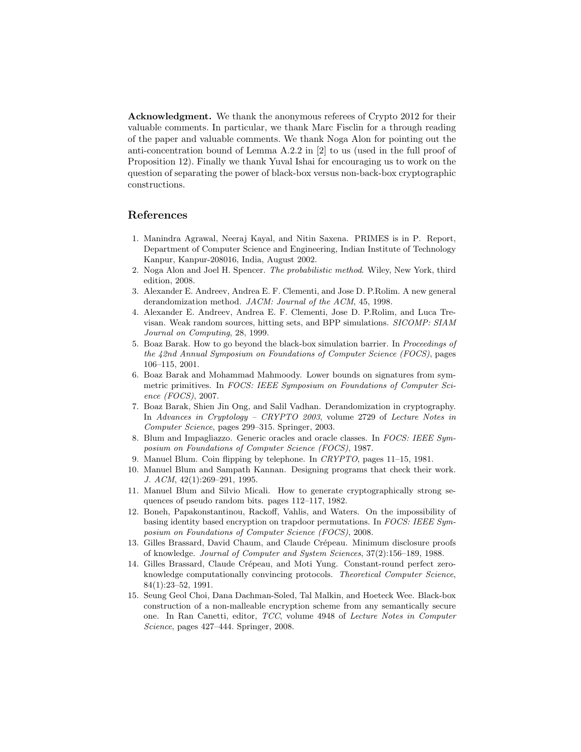**Acknowledgment.** We thank the anonymous referees of Crypto 2012 for their valuable comments. In particular, we thank Marc Fisclin for a through reading of the paper and valuable comments. We thank Noga Alon for pointing out the anti-concentration bound of Lemma A.2.2 in [2] to us (used in the full proof of Proposition 12). Finally we thank Yuval Ishai for encouraging us to work on the question of separating the power of black-box versus non-back-box cryptographic constructions.

## References

1. Manindra Agrawal, Neeraj Kayal, and Nitin Saxena. PRIMES is in P. Report, Department of Computer Science and Engineering, Indian Institute of Technology Kanpur, Kanpur-208016, India, August 2002.
2. Noga Alon and Joel H. Spencer. *The probabilistic method*. Wiley, New York, third edition, 2008.
3. Alexander E. Andreev, Andrea E. F. Clementi, and Jose D. P.Rolim. A new general derandomization method. *JACM: Journal of the ACM*, 45, 1998.
4. Alexander E. Andreev, Andrea E. F. Clementi, Jose D. P.Rolim, and Luca Trevisan. Weak random sources, hitting sets, and BPP simulations. *SICOMP: SIAM Journal on Computing*, 28, 1999.
5. Boaz Barak. How to go beyond the black-box simulation barrier. In *Proceedings of the 42nd Annual Symposium on Foundations of Computer Science (FOCS)*, pages 106–115, 2001.
6. Boaz Barak and Mohammad Mahmoody. Lower bounds on signatures from symmetric primitives. In *FOCS: IEEE Symposium on Foundations of Computer Science (FOCS)*, 2007.
7. Boaz Barak, Shien Jin Ong, and Salil Vadhan. Derandomization in cryptography. In *Advances in Cryptology – CRYPTO 2003*, volume 2729 of *Lecture Notes in Computer Science*, pages 299–315. Springer, 2003.
8. Blum and Impagliazzo. Generic oracles and oracle classes. In *FOCS: IEEE Symposium on Foundations of Computer Science (FOCS)*, 1987.
9. Manuel Blum. Coin flipping by telephone. In *CRYPTO*, pages 11–15, 1981.
10. Manuel Blum and Sampath Kannan. Designing programs that check their work. *J. ACM*, 42(1):269–291, 1995.
11. Manuel Blum and Silvio Micali. How to generate cryptographically strong sequences of pseudo random bits. pages 112–117, 1982.
12. Boneh, Papakonstantinou, Rackoff, Vahlis, and Waters. On the impossibility of basing identity based encryption on trapdoor permutations. In *FOCS: IEEE Symposium on Foundations of Computer Science (FOCS)*, 2008.
13. Gilles Brassard, David Chaum, and Claude Crépeau. Minimum disclosure proofs of knowledge. *Journal of Computer and System Sciences*, 37(2):156–189, 1988.
14. Gilles Brassard, Claude Crépeau, and Moti Yung. Constant-round perfect zero-knowledge computationally convincing protocols. *Theoretical Computer Science*, 84(1):23–52, 1991.
15. Seung Geol Choi, Dana Dachman-Soled, Tal Malkin, and Hoeteck Wee. Black-box construction of a non-malleable encryption scheme from any semantically secure one. In Ran Canetti, editor, *TCC*, volume 4948 of *Lecture Notes in Computer Science*, pages 427–444. Springer, 2008.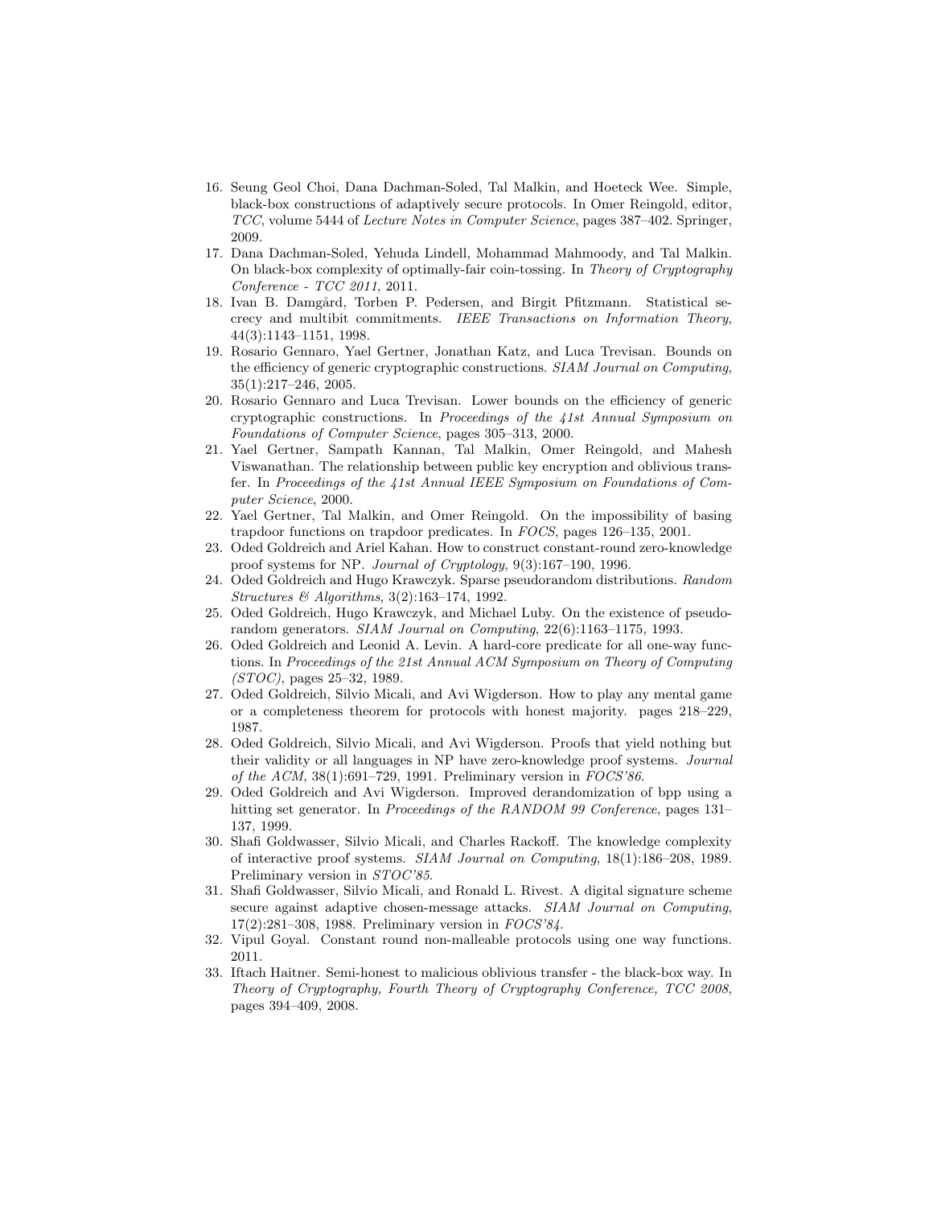16. Seung Geol Choi, Dana Dachman-Soled, Tal Malkin, and Hoeteck Wee. Simple, black-box constructions of adaptively secure protocols. In Omer Reingold, editor, *TCC*, volume 5444 of *Lecture Notes in Computer Science*, pages 387–402. Springer, 2009.
17. Dana Dachman-Soled, Yehuda Lindell, Mohammad Mahmoody, and Tal Malkin. On black-box complexity of optimally-fair coin-tossing. In *Theory of Cryptography Conference - TCC 2011*, 2011.
18. Ivan B. Damgård, Torben P. Pedersen, and Birgit Pfitzmann. Statistical secrecy and multibit commitments. *IEEE Transactions on Information Theory*, 44(3):1143–1151, 1998.
19. Rosario Gennaro, Yael Gertner, Jonathan Katz, and Luca Trevisan. Bounds on the efficiency of generic cryptographic constructions. *SIAM Journal on Computing*, 35(1):217–246, 2005.
20. Rosario Gennaro and Luca Trevisan. Lower bounds on the efficiency of generic cryptographic constructions. In *Proceedings of the 41st Annual Symposium on Foundations of Computer Science*, pages 305–313, 2000.
21. Yael Gertner, Sampath Kannan, Tal Malkin, Omer Reingold, and Mahesh Viswanathan. The relationship between public key encryption and oblivious transfer. In *Proceedings of the 41st Annual IEEE Symposium on Foundations of Computer Science*, 2000.
22. Yael Gertner, Tal Malkin, and Omer Reingold. On the impossibility of basing trapdoor functions on trapdoor predicates. In *FOCS*, pages 126–135, 2001.
23. Oded Goldreich and Ariel Kahan. How to construct constant-round zero-knowledge proof systems for NP. *Journal of Cryptology*, 9(3):167–190, 1996.
24. Oded Goldreich and Hugo Krawczyk. Sparse pseudorandom distributions. *Random Structures & Algorithms*, 3(2):163–174, 1992.
25. Oded Goldreich, Hugo Krawczyk, and Michael Luby. On the existence of pseudorandom generators. *SIAM Journal on Computing*, 22(6):1163–1175, 1993.
26. Oded Goldreich and Leonid A. Levin. A hard-core predicate for all one-way functions. In *Proceedings of the 21st Annual ACM Symposium on Theory of Computing (STOC)*, pages 25–32, 1989.
27. Oded Goldreich, Silvio Micali, and Avi Wigderson. How to play any mental game or a completeness theorem for protocols with honest majority. pages 218–229, 1987.
28. Oded Goldreich, Silvio Micali, and Avi Wigderson. Proofs that yield nothing but their validity or all languages in NP have zero-knowledge proof systems. *Journal of the ACM*, 38(1):691–729, 1991. Preliminary version in *FOCS'86*.
29. Oded Goldreich and Avi Wigderson. Improved derandomization of bpp using a hitting set generator. In *Proceedings of the RANDOM 99 Conference*, pages 131–137, 1999.
30. Shafi Goldwasser, Silvio Micali, and Charles Rackoff. The knowledge complexity of interactive proof systems. *SIAM Journal on Computing*, 18(1):186–208, 1989. Preliminary version in *STOC'85*.
31. Shafi Goldwasser, Silvio Micali, and Ronald L. Rivest. A digital signature scheme secure against adaptive chosen-message attacks. *SIAM Journal on Computing*, 17(2):281–308, 1988. Preliminary version in *FOCS'84*.
32. Vipul Goyal. Constant round non-malleable protocols using one way functions. 2011.
33. Iftach Haitner. Semi-honest to malicious oblivious transfer - the black-box way. In *Theory of Cryptography, Fourth Theory of Cryptography Conference, TCC 2008*, pages 394–409, 2008.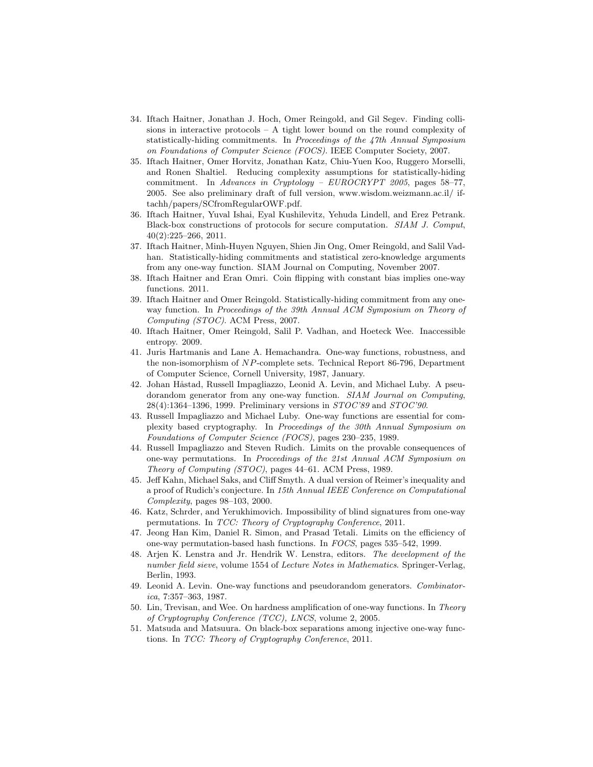34. Iftach Haitner, Jonathan J. Hoch, Omer Reingold, and Gil Segev. Finding collisions in interactive protocols – A tight lower bound on the round complexity of statistically-hiding commitments. In *Proceedings of the 47th Annual Symposium on Foundations of Computer Science (FOCS)*. IEEE Computer Society, 2007.
35. Iftach Haitner, Omer Horvitz, Jonathan Katz, Chiu-Yuen Koo, Ruggero Morselli, and Ronen Shaltiel. Reducing complexity assumptions for statistically-hiding commitment. In *Advances in Cryptology – EUROCRYPT 2005*, pages 58–77, 2005. See also preliminary draft of full version, www.wisdom.weizmann.ac.il/ iftachh/papers/SCfromRegularOWF.pdf.
36. Iftach Haitner, Yuval Ishai, Eyal Kushilevitz, Yehuda Lindell, and Erez Petrank. Black-box constructions of protocols for secure computation. *SIAM J. Comput*, 40(2):225–266, 2011.
37. Iftach Haitner, Minh-Huyen Nguyen, Shien Jin Ong, Omer Reingold, and Salil Vadhan. Statistically-hiding commitments and statistical zero-knowledge arguments from any one-way function. SIAM Journal on Computing, November 2007.
38. Iftach Haitner and Eran Omri. Coin flipping with constant bias implies one-way functions. 2011.
39. Iftach Haitner and Omer Reingold. Statistically-hiding commitment from any one-way function. In *Proceedings of the 39th Annual ACM Symposium on Theory of Computing (STOC)*. ACM Press, 2007.
40. Iftach Haitner, Omer Reingold, Salil P. Vadhan, and Hoeteck Wee. Inaccessible entropy. 2009.
41. Juris Hartmanis and Lane A. Hemachandra. One-way functions, robustness, and the non-isomorphism of $NP$-complete sets. Technical Report 86-796, Department of Computer Science, Cornell University, 1987, January.
42. Johan Håstad, Russell Impagliazzo, Leonid A. Levin, and Michael Luby. A pseudorandom generator from any one-way function. *SIAM Journal on Computing*, 28(4):1364–1396, 1999. Preliminary versions in *STOC'89* and *STOC'90*.
43. Russell Impagliazzo and Michael Luby. One-way functions are essential for complexity based cryptography. In *Proceedings of the 30th Annual Symposium on Foundations of Computer Science (FOCS)*, pages 230–235, 1989.
44. Russell Impagliazzo and Steven Rudich. Limits on the provable consequences of one-way permutations. In *Proceedings of the 21st Annual ACM Symposium on Theory of Computing (STOC)*, pages 44–61. ACM Press, 1989.
45. Jeff Kahn, Michael Saks, and Cliff Smyth. A dual version of Reimer's inequality and a proof of Rudich's conjecture. In *15th Annual IEEE Conference on Computational Complexity*, pages 98–103, 2000.
46. Katz, Schrder, and Yerukhimovich. Impossibility of blind signatures from one-way permutations. In *TCC: Theory of Cryptography Conference*, 2011.
47. Jeong Han Kim, Daniel R. Simon, and Prasad Tetali. Limits on the efficiency of one-way permutation-based hash functions. In *FOCS*, pages 535–542, 1999.
48. Arjen K. Lenstra and Jr. Hendrik W. Lenstra, editors. *The development of the number field sieve*, volume 1554 of *Lecture Notes in Mathematics*. Springer-Verlag, Berlin, 1993.
49. Leonid A. Levin. One-way functions and pseudorandom generators. *Combinatorica*, 7:357–363, 1987.
50. Lin, Trevisan, and Wee. On hardness amplification of one-way functions. In *Theory of Cryptography Conference (TCC), LNCS*, volume 2, 2005.
51. Matsuda and Matsuura. On black-box separations among injective one-way functions. In *TCC: Theory of Cryptography Conference*, 2011.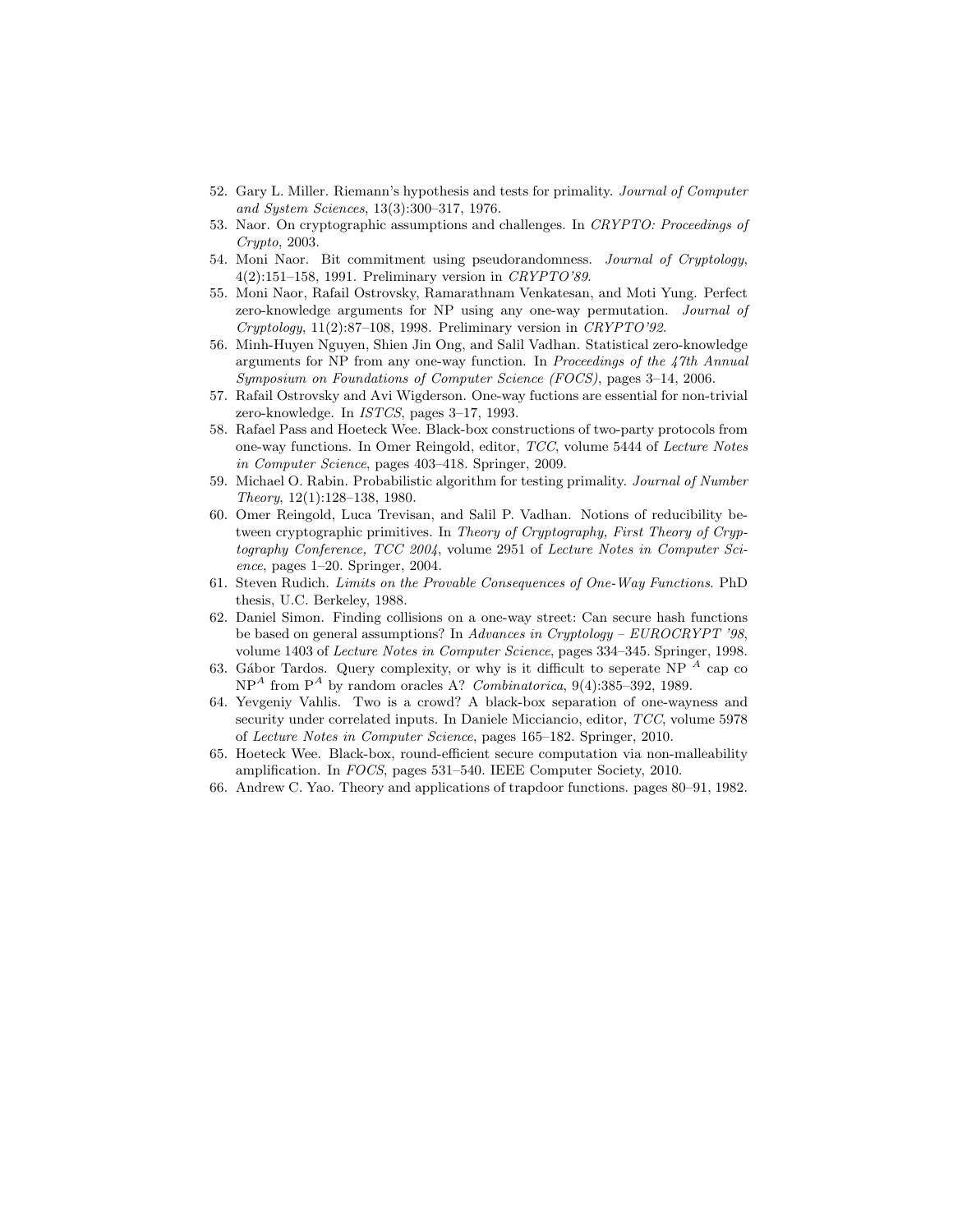52. Gary L. Miller. Riemann's hypothesis and tests for primality. *Journal of Computer and System Sciences*, 13(3):300–317, 1976.
53. Naor. On cryptographic assumptions and challenges. In *CRYPTO: Proceedings of Crypto*, 2003.
54. Moni Naor. Bit commitment using pseudorandomness. *Journal of Cryptology*, 4(2):151–158, 1991. Preliminary version in *CRYPTO'89*.
55. Moni Naor, Rafail Ostrovsky, Ramarathnam Venkatesan, and Moti Yung. Perfect zero-knowledge arguments for NP using any one-way permutation. *Journal of Cryptology*, 11(2):87–108, 1998. Preliminary version in *CRYPTO'92*.
56. Minh-Huyen Nguyen, Shien Jin Ong, and Salil Vadhan. Statistical zero-knowledge arguments for NP from any one-way function. In *Proceedings of the 47th Annual Symposium on Foundations of Computer Science (FOCS)*, pages 3–14, 2006.
57. Rafail Ostrovsky and Avi Wigderson. One-way fuctions are essential for non-trivial zero-knowledge. In *ISTCS*, pages 3–17, 1993.
58. Rafael Pass and Hoeteck Wee. Black-box constructions of two-party protocols from one-way functions. In Omer Reingold, editor, *TCC*, volume 5444 of *Lecture Notes in Computer Science*, pages 403–418. Springer, 2009.
59. Michael O. Rabin. Probabilistic algorithm for testing primality. *Journal of Number Theory*, 12(1):128–138, 1980.
60. Omer Reingold, Luca Trevisan, and Salil P. Vadhan. Notions of reducibility between cryptographic primitives. In *Theory of Cryptography, First Theory of Cryptography Conference, TCC 2004*, volume 2951 of *Lecture Notes in Computer Science*, pages 1–20. Springer, 2004.
61. Steven Rudich. *Limits on the Provable Consequences of One-Way Functions*. PhD thesis, U.C. Berkeley, 1988.
62. Daniel Simon. Finding collisions on a one-way street: Can secure hash functions be based on general assumptions? In *Advances in Cryptology – EUROCRYPT '98*, volume 1403 of *Lecture Notes in Computer Science*, pages 334–345. Springer, 1998.
63. Gábor Tardos. Query complexity, or why is it difficult to seperate NP $^{A}$ cap co NP$^{A}$ from P$^{A}$ by random oracles A? *Combinatorica*, 9(4):385–392, 1989.
64. Yevgeniy Vahlis. Two is a crowd? A black-box separation of one-wayness and security under correlated inputs. In Daniele Micciancio, editor, *TCC*, volume 5978 of *Lecture Notes in Computer Science*, pages 165–182. Springer, 2010.
65. Hoeteck Wee. Black-box, round-efficient secure computation via non-malleability amplification. In *FOCS*, pages 531–540. IEEE Computer Society, 2010.
66. Andrew C. Yao. Theory and applications of trapdoor functions. pages 80–91, 1982.